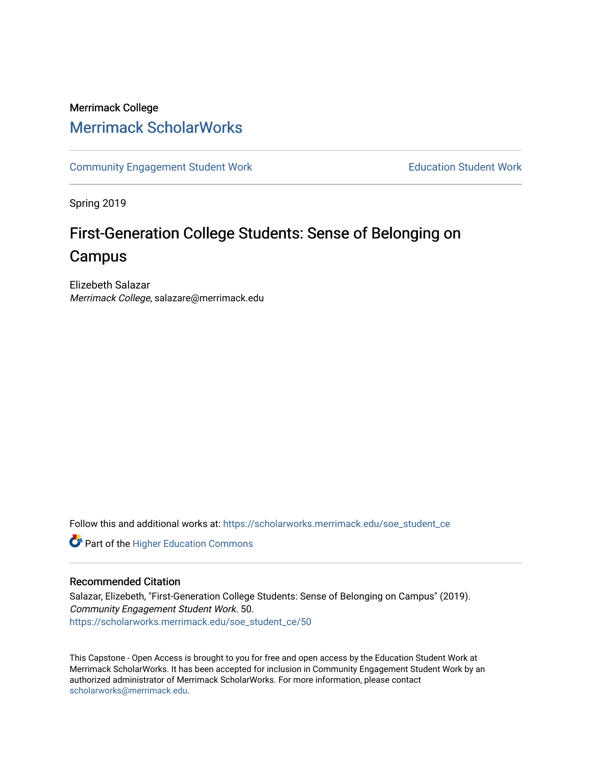Merrimack College

# Merrimack ScholarWorks

Community Engagement Student Work | Education Student Work

Spring 2019

## First-Generation College Students: Sense of Belonging on Campus

Elizebeth Salazar
*Merrimack College*, salazare@merrimack.edu

Follow this and additional works at: https://scholarworks.merrimack.edu/soe_student_ce

Part of the Higher Education Commons

### Recommended Citation

Salazar, Elizebeth, "First-Generation College Students: Sense of Belonging on Campus" (2019). *Community Engagement Student Work*. 50.
https://scholarworks.merrimack.edu/soe_student_ce/50

This Capstone - Open Access is brought to you for free and open access by the Education Student Work at Merrimack ScholarWorks. It has been accepted for inclusion in Community Engagement Student Work by an authorized administrator of Merrimack ScholarWorks. For more information, please contact scholarworks@merrimack.edu.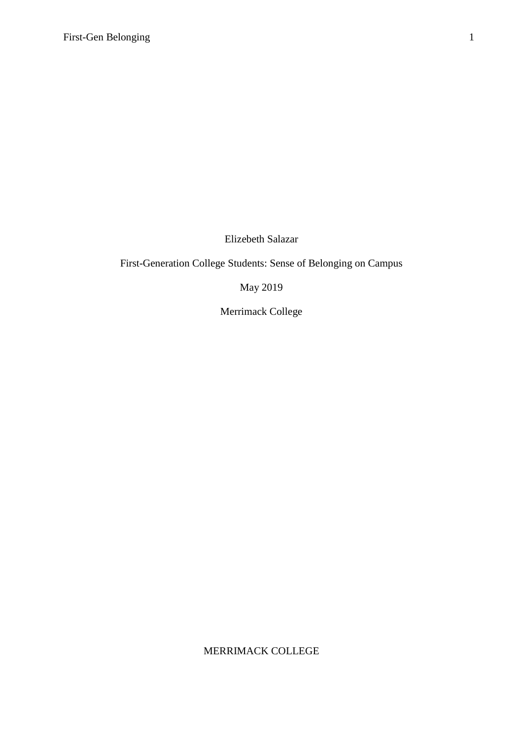Elizebeth Salazar

First-Generation College Students: Sense of Belonging on Campus

May 2019

Merrimack College

MERRIMACK COLLEGE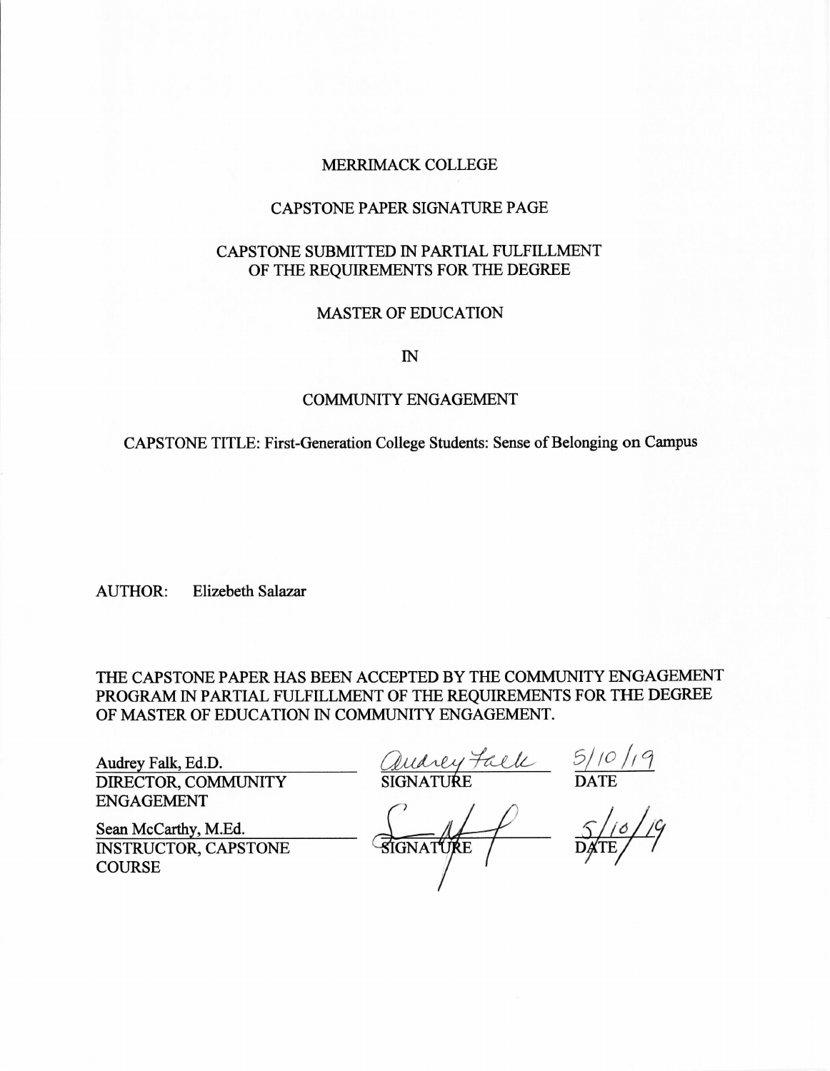MERRIMACK COLLEGE

CAPSTONE PAPER SIGNATURE PAGE

CAPSTONE SUBMITTED IN PARTIAL FULFILLMENT OF THE REQUIREMENTS FOR THE DEGREE

MASTER OF EDUCATION

IN

COMMUNITY ENGAGEMENT

CAPSTONE TITLE: First-Generation College Students: Sense of Belonging on Campus

AUTHOR: Elizebeth Salazar

THE CAPSTONE PAPER HAS BEEN ACCEPTED BY THE COMMUNITY ENGAGEMENT PROGRAM IN PARTIAL FULFILLMENT OF THE REQUIREMENTS FOR THE DEGREE OF MASTER OF EDUCATION IN COMMUNITY ENGAGEMENT.

| | | |
|---|---|---|
| Audrey Falk, Ed.D.<br>DIRECTOR, COMMUNITY ENGAGEMENT | Audrey Falk<br>SIGNATURE | 5/10/19<br>DATE |
| Sean McCarthy, M.Ed.<br>INSTRUCTOR, CAPSTONE COURSE | [signature]<br>SIGNATURE | 5/10/19<br>DATE |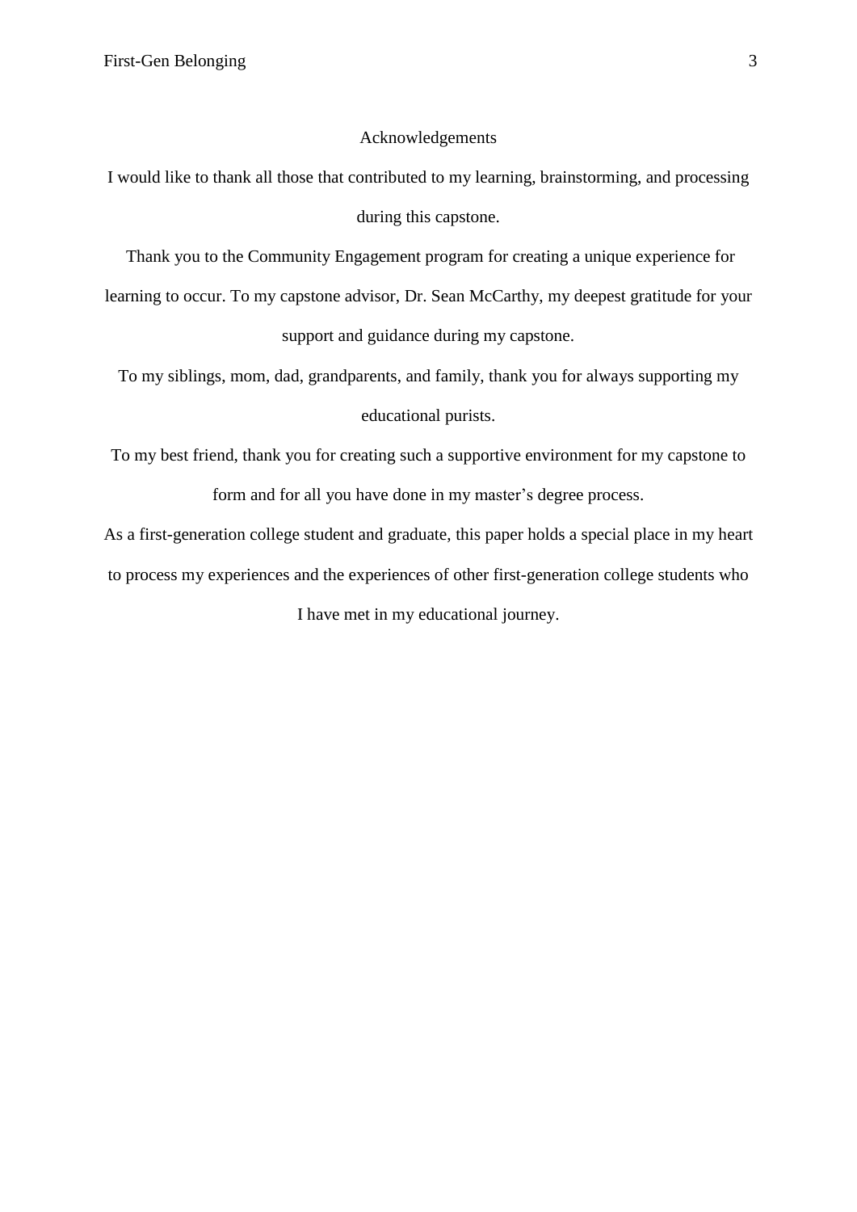# Acknowledgements

I would like to thank all those that contributed to my learning, brainstorming, and processing during this capstone.

Thank you to the Community Engagement program for creating a unique experience for learning to occur. To my capstone advisor, Dr. Sean McCarthy, my deepest gratitude for your support and guidance during my capstone.

To my siblings, mom, dad, grandparents, and family, thank you for always supporting my educational purists.

To my best friend, thank you for creating such a supportive environment for my capstone to form and for all you have done in my master's degree process.

As a first-generation college student and graduate, this paper holds a special place in my heart to process my experiences and the experiences of other first-generation college students who I have met in my educational journey.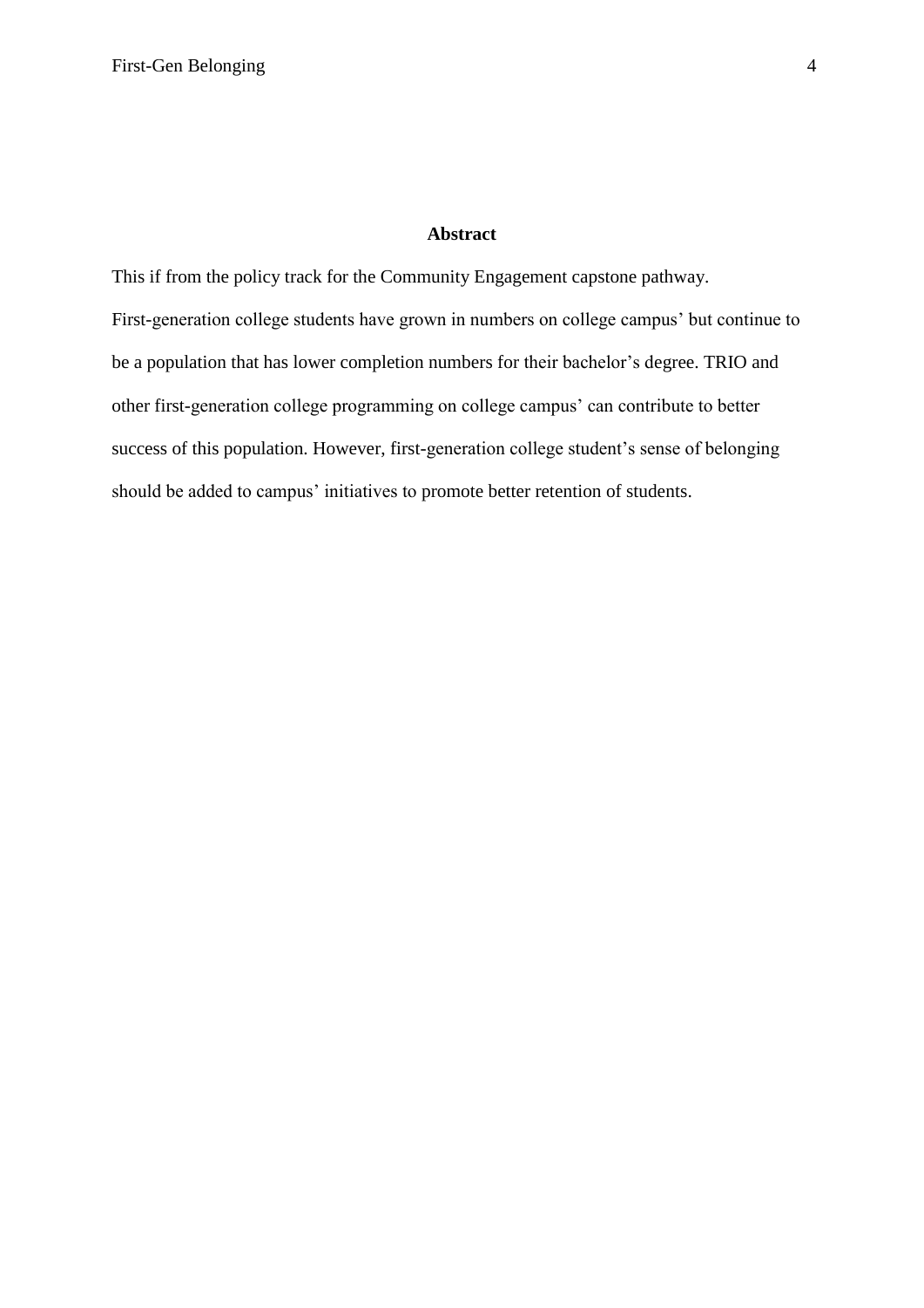## Abstract

This if from the policy track for the Community Engagement capstone pathway.

First-generation college students have grown in numbers on college campus' but continue to be a population that has lower completion numbers for their bachelor's degree. TRIO and other first-generation college programming on college campus' can contribute to better success of this population. However, first-generation college student's sense of belonging should be added to campus' initiatives to promote better retention of students.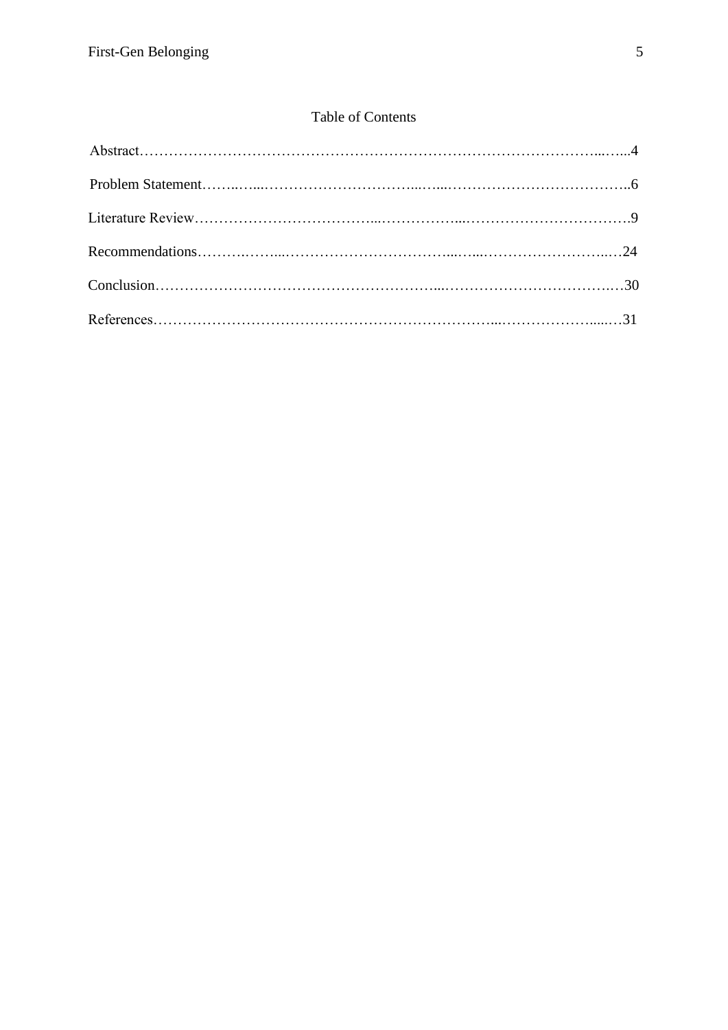## Table of Contents

Abstract………………………………………………………………………………………...…...4

Problem Statement……..…...…………………………...…...………………………………..6

Literature Review………………………………...……………...……………………………9

Recommendations……….……...…………………………....…...……………………..…24

Conclusion…………………………………………………....………………………………..…30

References…………………………………………………………….....…………………......…31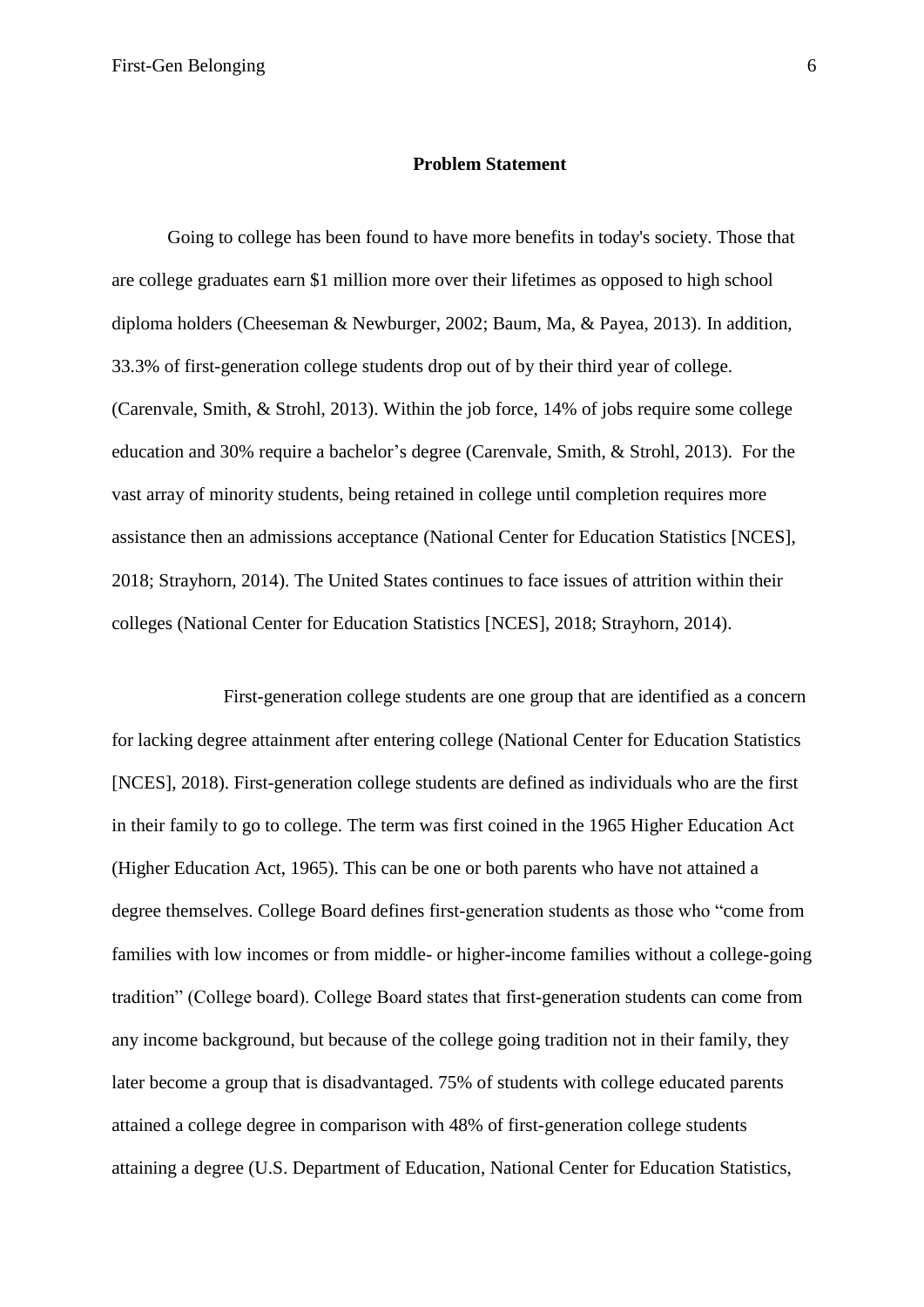**Problem Statement**

Going to college has been found to have more benefits in today's society. Those that are college graduates earn $1 million more over their lifetimes as opposed to high school diploma holders (Cheeseman & Newburger, 2002; Baum, Ma, & Payea, 2013). In addition, 33.3% of first-generation college students drop out of by their third year of college. (Carenvale, Smith, & Strohl, 2013). Within the job force, 14% of jobs require some college education and 30% require a bachelor's degree (Carenvale, Smith, & Strohl, 2013). For the vast array of minority students, being retained in college until completion requires more assistance then an admissions acceptance (National Center for Education Statistics [NCES], 2018; Strayhorn, 2014). The United States continues to face issues of attrition within their colleges (National Center for Education Statistics [NCES], 2018; Strayhorn, 2014).

First-generation college students are one group that are identified as a concern for lacking degree attainment after entering college (National Center for Education Statistics [NCES], 2018). First-generation college students are defined as individuals who are the first in their family to go to college. The term was first coined in the 1965 Higher Education Act (Higher Education Act, 1965). This can be one or both parents who have not attained a degree themselves. College Board defines first-generation students as those who "come from families with low incomes or from middle- or higher-income families without a college-going tradition" (College board). College Board states that first-generation students can come from any income background, but because of the college going tradition not in their family, they later become a group that is disadvantaged. 75% of students with college educated parents attained a college degree in comparison with 48% of first-generation college students attaining a degree (U.S. Department of Education, National Center for Education Statistics,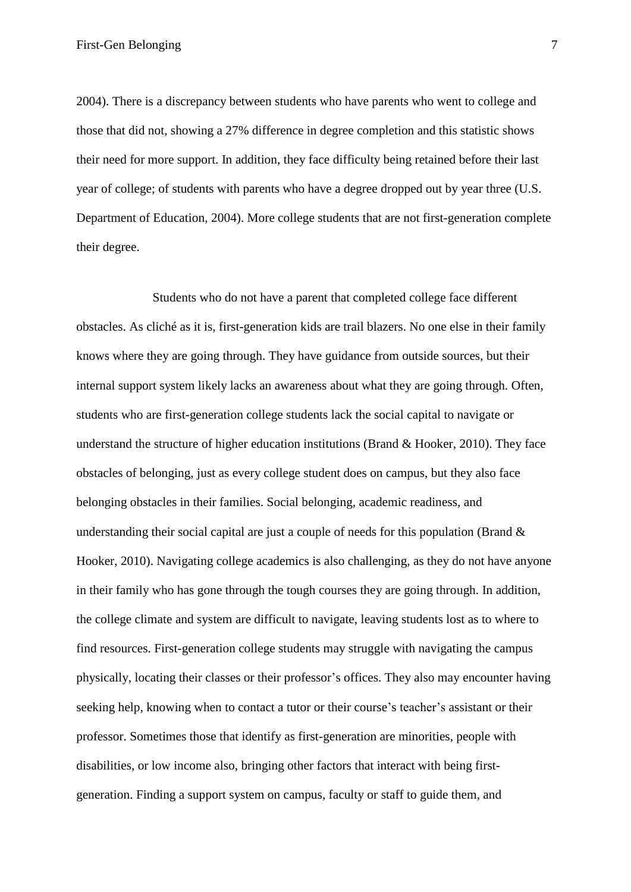2004). There is a discrepancy between students who have parents who went to college and those that did not, showing a 27% difference in degree completion and this statistic shows their need for more support. In addition, they face difficulty being retained before their last year of college; of students with parents who have a degree dropped out by year three (U.S. Department of Education, 2004). More college students that are not first-generation complete their degree.

Students who do not have a parent that completed college face different obstacles. As cliché as it is, first-generation kids are trail blazers. No one else in their family knows where they are going through. They have guidance from outside sources, but their internal support system likely lacks an awareness about what they are going through. Often, students who are first-generation college students lack the social capital to navigate or understand the structure of higher education institutions (Brand & Hooker, 2010). They face obstacles of belonging, just as every college student does on campus, but they also face belonging obstacles in their families. Social belonging, academic readiness, and understanding their social capital are just a couple of needs for this population (Brand & Hooker, 2010). Navigating college academics is also challenging, as they do not have anyone in their family who has gone through the tough courses they are going through. In addition, the college climate and system are difficult to navigate, leaving students lost as to where to find resources. First-generation college students may struggle with navigating the campus physically, locating their classes or their professor's offices. They also may encounter having seeking help, knowing when to contact a tutor or their course's teacher's assistant or their professor. Sometimes those that identify as first-generation are minorities, people with disabilities, or low income also, bringing other factors that interact with being first-generation. Finding a support system on campus, faculty or staff to guide them, and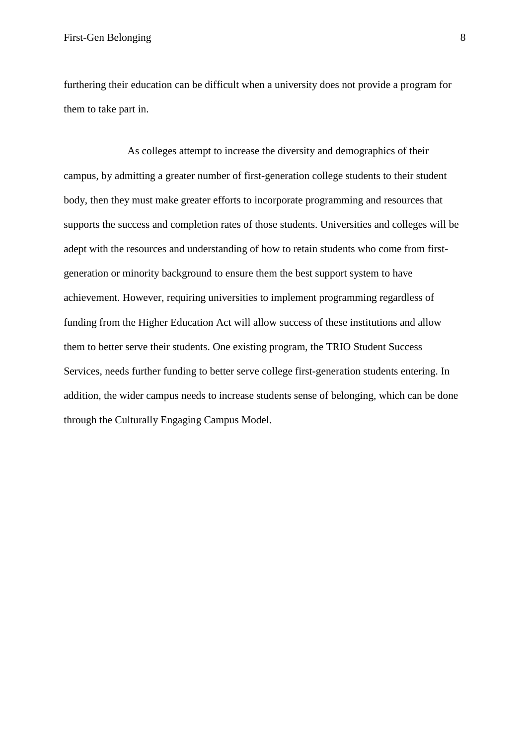furthering their education can be difficult when a university does not provide a program for them to take part in.

As colleges attempt to increase the diversity and demographics of their campus, by admitting a greater number of first-generation college students to their student body, then they must make greater efforts to incorporate programming and resources that supports the success and completion rates of those students. Universities and colleges will be adept with the resources and understanding of how to retain students who come from first-generation or minority background to ensure them the best support system to have achievement. However, requiring universities to implement programming regardless of funding from the Higher Education Act will allow success of these institutions and allow them to better serve their students. One existing program, the TRIO Student Success Services, needs further funding to better serve college first-generation students entering. In addition, the wider campus needs to increase students sense of belonging, which can be done through the Culturally Engaging Campus Model.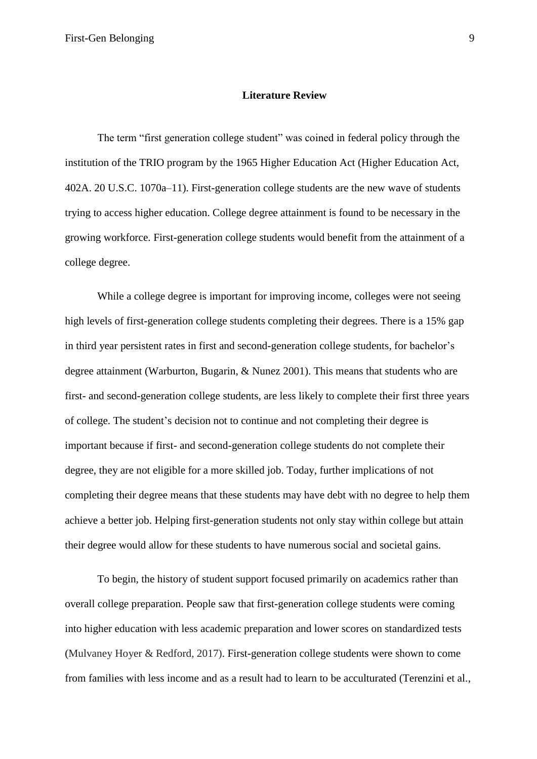## Literature Review

The term “first generation college student” was coined in federal policy through the institution of the TRIO program by the 1965 Higher Education Act (Higher Education Act, 402A. 20 U.S.C. 1070a–11). First-generation college students are the new wave of students trying to access higher education. College degree attainment is found to be necessary in the growing workforce. First-generation college students would benefit from the attainment of a college degree.

While a college degree is important for improving income, colleges were not seeing high levels of first-generation college students completing their degrees. There is a 15% gap in third year persistent rates in first and second-generation college students, for bachelor’s degree attainment (Warburton, Bugarin, & Nunez 2001). This means that students who are first- and second-generation college students, are less likely to complete their first three years of college. The student’s decision not to continue and not completing their degree is important because if first- and second-generation college students do not complete their degree, they are not eligible for a more skilled job. Today, further implications of not completing their degree means that these students may have debt with no degree to help them achieve a better job. Helping first-generation students not only stay within college but attain their degree would allow for these students to have numerous social and societal gains.

To begin, the history of student support focused primarily on academics rather than overall college preparation. People saw that first-generation college students were coming into higher education with less academic preparation and lower scores on standardized tests (Mulvaney Hoyer & Redford, 2017). First-generation college students were shown to come from families with less income and as a result had to learn to be acculturated (Terenzini et al.,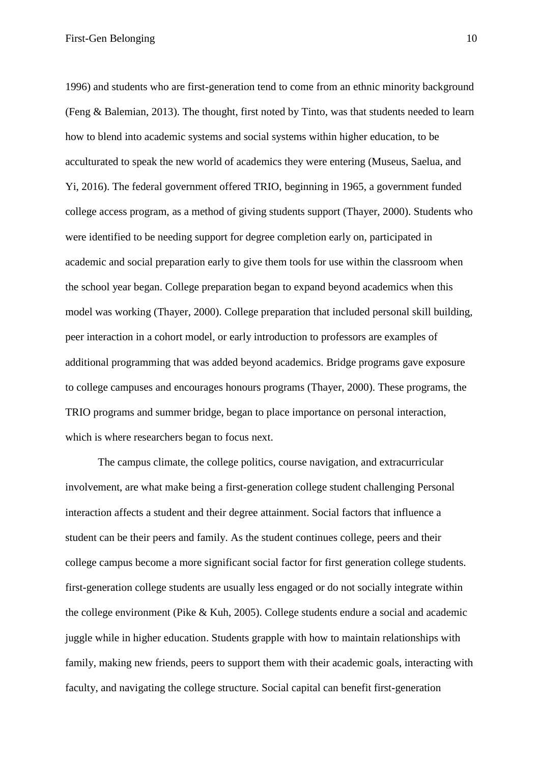1996) and students who are first-generation tend to come from an ethnic minority background (Feng & Balemian, 2013). The thought, first noted by Tinto, was that students needed to learn how to blend into academic systems and social systems within higher education, to be acculturated to speak the new world of academics they were entering (Museus, Saelua, and Yi, 2016). The federal government offered TRIO, beginning in 1965, a government funded college access program, as a method of giving students support (Thayer, 2000). Students who were identified to be needing support for degree completion early on, participated in academic and social preparation early to give them tools for use within the classroom when the school year began. College preparation began to expand beyond academics when this model was working (Thayer, 2000). College preparation that included personal skill building, peer interaction in a cohort model, or early introduction to professors are examples of additional programming that was added beyond academics. Bridge programs gave exposure to college campuses and encourages honours programs (Thayer, 2000). These programs, the TRIO programs and summer bridge, began to place importance on personal interaction, which is where researchers began to focus next.

The campus climate, the college politics, course navigation, and extracurricular involvement, are what make being a first-generation college student challenging Personal interaction affects a student and their degree attainment. Social factors that influence a student can be their peers and family. As the student continues college, peers and their college campus become a more significant social factor for first generation college students. first-generation college students are usually less engaged or do not socially integrate within the college environment (Pike & Kuh, 2005). College students endure a social and academic juggle while in higher education. Students grapple with how to maintain relationships with family, making new friends, peers to support them with their academic goals, interacting with faculty, and navigating the college structure. Social capital can benefit first-generation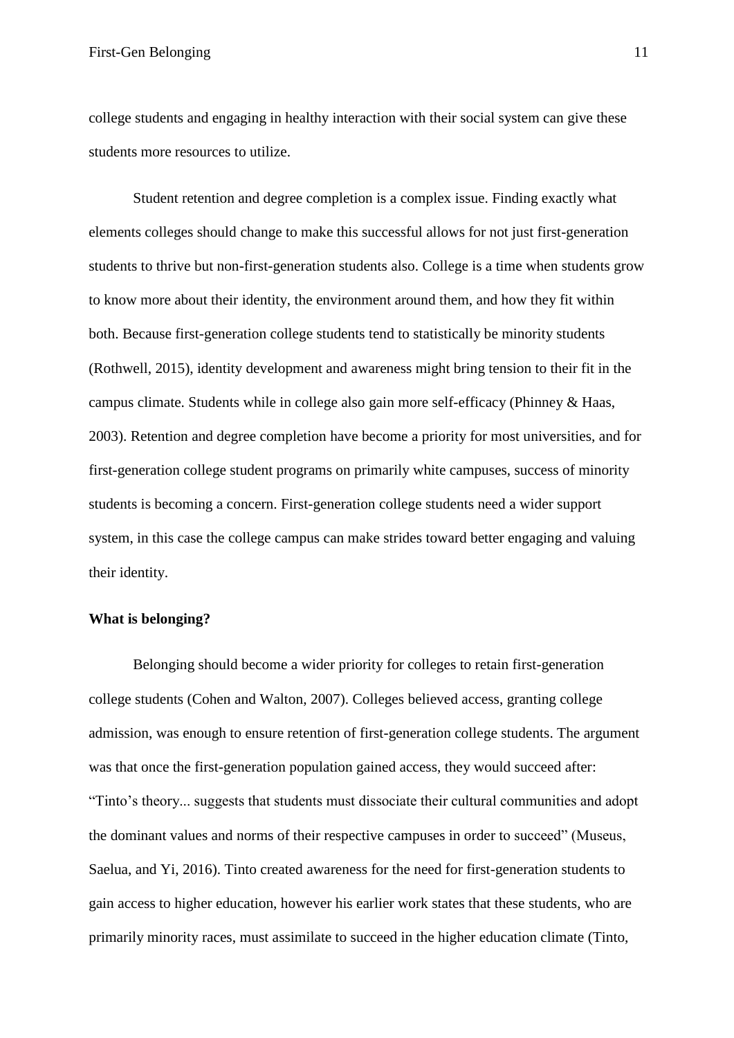college students and engaging in healthy interaction with their social system can give these students more resources to utilize.

Student retention and degree completion is a complex issue. Finding exactly what elements colleges should change to make this successful allows for not just first-generation students to thrive but non-first-generation students also. College is a time when students grow to know more about their identity, the environment around them, and how they fit within both. Because first-generation college students tend to statistically be minority students (Rothwell, 2015), identity development and awareness might bring tension to their fit in the campus climate. Students while in college also gain more self-efficacy (Phinney & Haas, 2003). Retention and degree completion have become a priority for most universities, and for first-generation college student programs on primarily white campuses, success of minority students is becoming a concern. First-generation college students need a wider support system, in this case the college campus can make strides toward better engaging and valuing their identity.

**What is belonging?**

Belonging should become a wider priority for colleges to retain first-generation college students (Cohen and Walton, 2007). Colleges believed access, granting college admission, was enough to ensure retention of first-generation college students. The argument was that once the first-generation population gained access, they would succeed after: "Tinto's theory... suggests that students must dissociate their cultural communities and adopt the dominant values and norms of their respective campuses in order to succeed" (Museus, Saelua, and Yi, 2016). Tinto created awareness for the need for first-generation students to gain access to higher education, however his earlier work states that these students, who are primarily minority races, must assimilate to succeed in the higher education climate (Tinto,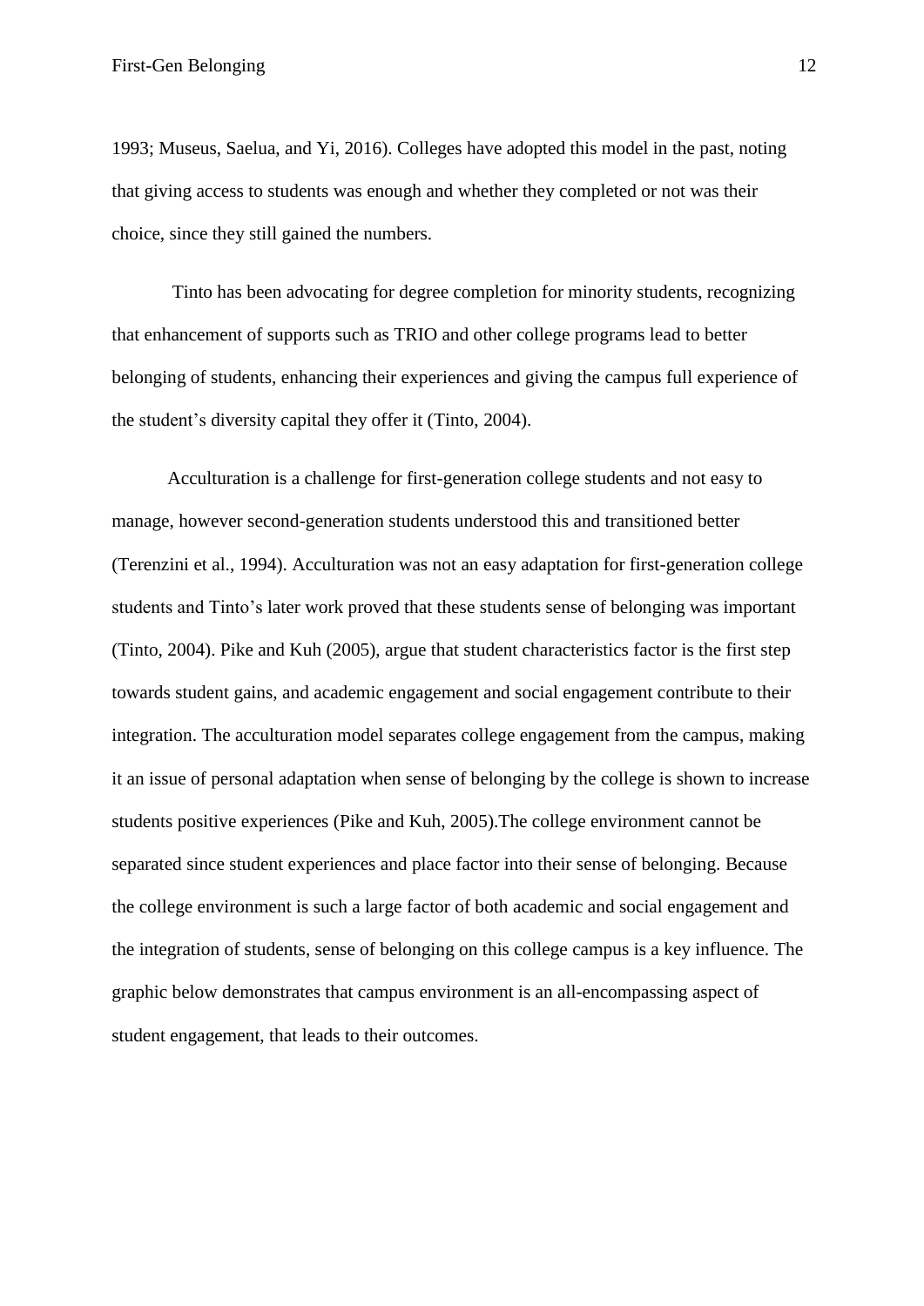1993; Museus, Saelua, and Yi, 2016). Colleges have adopted this model in the past, noting that giving access to students was enough and whether they completed or not was their choice, since they still gained the numbers.

Tinto has been advocating for degree completion for minority students, recognizing that enhancement of supports such as TRIO and other college programs lead to better belonging of students, enhancing their experiences and giving the campus full experience of the student's diversity capital they offer it (Tinto, 2004).

Acculturation is a challenge for first-generation college students and not easy to manage, however second-generation students understood this and transitioned better (Terenzini et al., 1994). Acculturation was not an easy adaptation for first-generation college students and Tinto's later work proved that these students sense of belonging was important (Tinto, 2004). Pike and Kuh (2005), argue that student characteristics factor is the first step towards student gains, and academic engagement and social engagement contribute to their integration. The acculturation model separates college engagement from the campus, making it an issue of personal adaptation when sense of belonging by the college is shown to increase students positive experiences (Pike and Kuh, 2005).The college environment cannot be separated since student experiences and place factor into their sense of belonging. Because the college environment is such a large factor of both academic and social engagement and the integration of students, sense of belonging on this college campus is a key influence. The graphic below demonstrates that campus environment is an all-encompassing aspect of student engagement, that leads to their outcomes.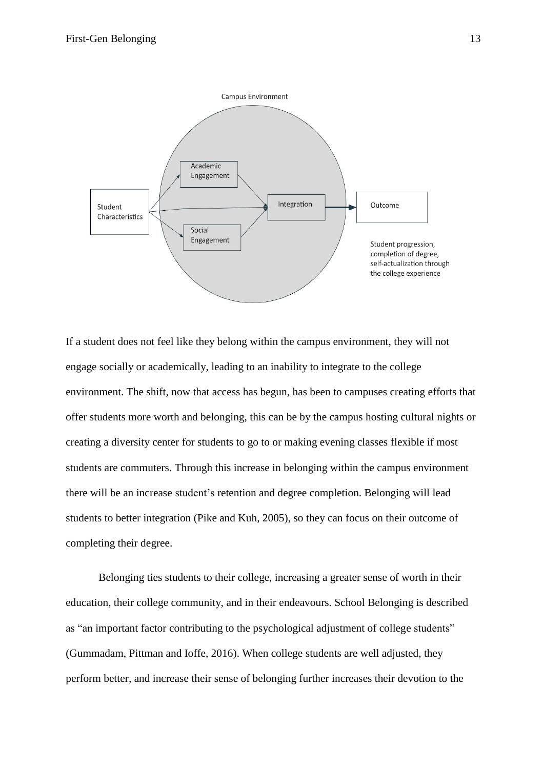If a student does not feel like they belong within the campus environment, they will not engage socially or academically, leading to an inability to integrate to the college environment. The shift, now that access has begun, has been to campuses creating efforts that offer students more worth and belonging, this can be by the campus hosting cultural nights or creating a diversity center for students to go to or making evening classes flexible if most students are commuters. Through this increase in belonging within the campus environment there will be an increase student's retention and degree completion. Belonging will lead students to better integration (Pike and Kuh, 2005), so they can focus on their outcome of completing their degree.

Belonging ties students to their college, increasing a greater sense of worth in their education, their college community, and in their endeavours. School Belonging is described as "an important factor contributing to the psychological adjustment of college students" (Gummadam, Pittman and Ioffe, 2016). When college students are well adjusted, they perform better, and increase their sense of belonging further increases their devotion to the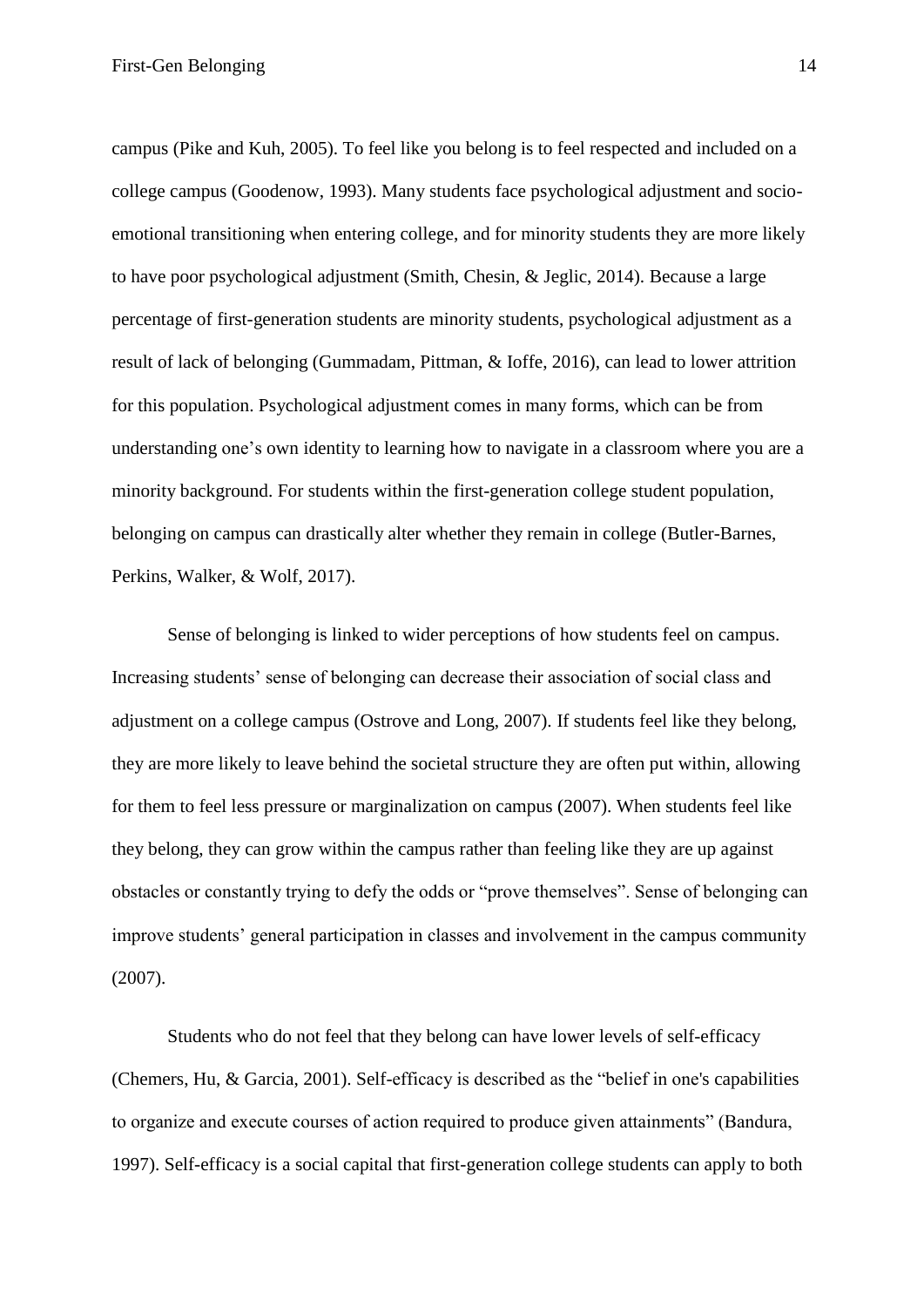campus (Pike and Kuh, 2005). To feel like you belong is to feel respected and included on a college campus (Goodenow, 1993). Many students face psychological adjustment and socio-emotional transitioning when entering college, and for minority students they are more likely to have poor psychological adjustment (Smith, Chesin, & Jeglic, 2014). Because a large percentage of first-generation students are minority students, psychological adjustment as a result of lack of belonging (Gummadam, Pittman, & Ioffe, 2016), can lead to lower attrition for this population. Psychological adjustment comes in many forms, which can be from understanding one's own identity to learning how to navigate in a classroom where you are a minority background. For students within the first-generation college student population, belonging on campus can drastically alter whether they remain in college (Butler-Barnes, Perkins, Walker, & Wolf, 2017).

Sense of belonging is linked to wider perceptions of how students feel on campus. Increasing students' sense of belonging can decrease their association of social class and adjustment on a college campus (Ostrove and Long, 2007). If students feel like they belong, they are more likely to leave behind the societal structure they are often put within, allowing for them to feel less pressure or marginalization on campus (2007). When students feel like they belong, they can grow within the campus rather than feeling like they are up against obstacles or constantly trying to defy the odds or "prove themselves". Sense of belonging can improve students' general participation in classes and involvement in the campus community (2007).

Students who do not feel that they belong can have lower levels of self-efficacy (Chemers, Hu, & Garcia, 2001). Self-efficacy is described as the "belief in one's capabilities to organize and execute courses of action required to produce given attainments" (Bandura, 1997). Self-efficacy is a social capital that first-generation college students can apply to both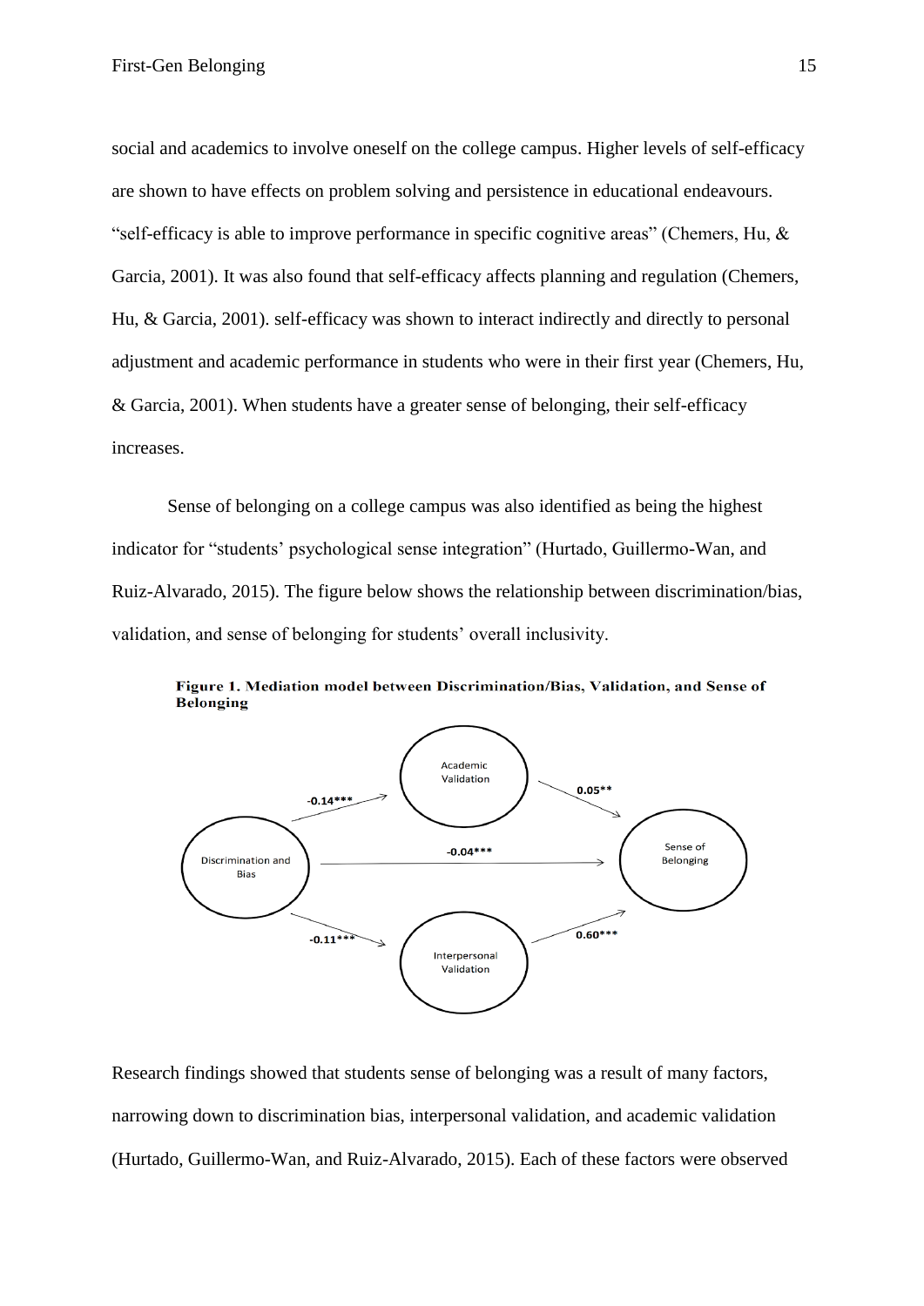social and academics to involve oneself on the college campus. Higher levels of self-efficacy are shown to have effects on problem solving and persistence in educational endeavours. "self-efficacy is able to improve performance in specific cognitive areas" (Chemers, Hu, & Garcia, 2001). It was also found that self-efficacy affects planning and regulation (Chemers, Hu, & Garcia, 2001). self-efficacy was shown to interact indirectly and directly to personal adjustment and academic performance in students who were in their first year (Chemers, Hu, & Garcia, 2001). When students have a greater sense of belonging, their self-efficacy increases.

Sense of belonging on a college campus was also identified as being the highest indicator for "students' psychological sense integration" (Hurtado, Guillermo-Wan, and Ruiz-Alvarado, 2015). The figure below shows the relationship between discrimination/bias, validation, and sense of belonging for students' overall inclusivity.

**Figure 1. Mediation model between Discrimination/Bias, Validation, and Sense of Belonging**

Research findings showed that students sense of belonging was a result of many factors, narrowing down to discrimination bias, interpersonal validation, and academic validation (Hurtado, Guillermo-Wan, and Ruiz-Alvarado, 2015). Each of these factors were observed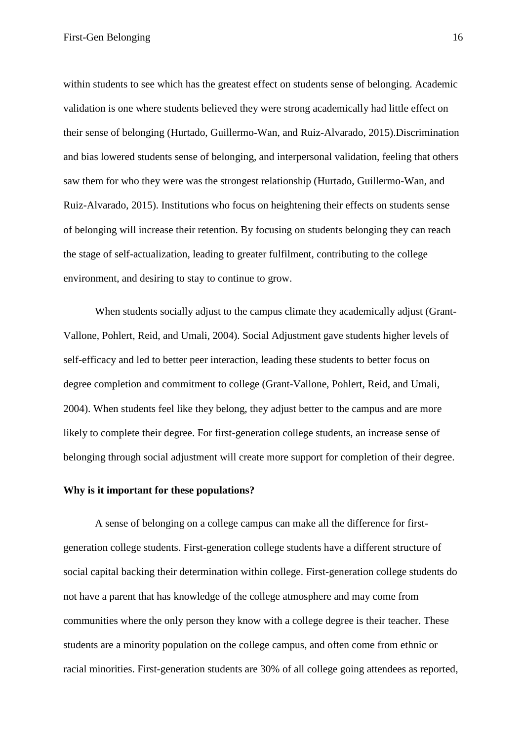within students to see which has the greatest effect on students sense of belonging. Academic validation is one where students believed they were strong academically had little effect on their sense of belonging (Hurtado, Guillermo-Wan, and Ruiz-Alvarado, 2015).Discrimination and bias lowered students sense of belonging, and interpersonal validation, feeling that others saw them for who they were was the strongest relationship (Hurtado, Guillermo-Wan, and Ruiz-Alvarado, 2015). Institutions who focus on heightening their effects on students sense of belonging will increase their retention. By focusing on students belonging they can reach the stage of self-actualization, leading to greater fulfilment, contributing to the college environment, and desiring to stay to continue to grow.

When students socially adjust to the campus climate they academically adjust (Grant-Vallone, Pohlert, Reid, and Umali, 2004). Social Adjustment gave students higher levels of self-efficacy and led to better peer interaction, leading these students to better focus on degree completion and commitment to college (Grant-Vallone, Pohlert, Reid, and Umali, 2004). When students feel like they belong, they adjust better to the campus and are more likely to complete their degree. For first-generation college students, an increase sense of belonging through social adjustment will create more support for completion of their degree.

**Why is it important for these populations?**

A sense of belonging on a college campus can make all the difference for first-generation college students. First-generation college students have a different structure of social capital backing their determination within college. First-generation college students do not have a parent that has knowledge of the college atmosphere and may come from communities where the only person they know with a college degree is their teacher. These students are a minority population on the college campus, and often come from ethnic or racial minorities. First-generation students are 30% of all college going attendees as reported,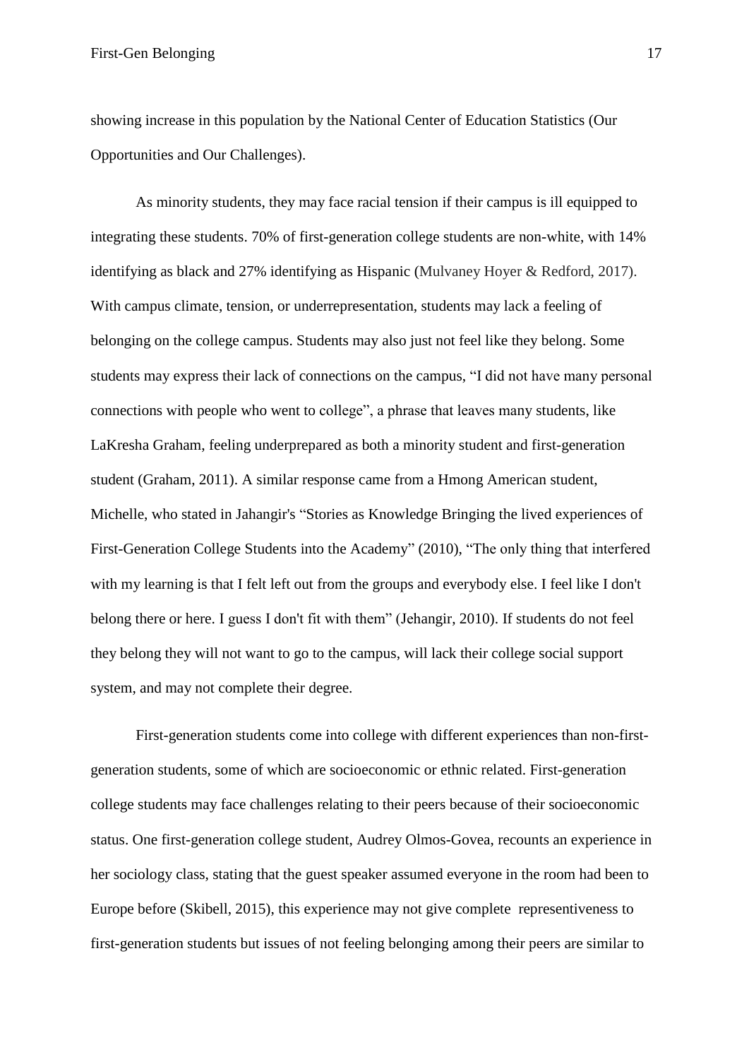showing increase in this population by the National Center of Education Statistics (Our Opportunities and Our Challenges).

As minority students, they may face racial tension if their campus is ill equipped to integrating these students. 70% of first-generation college students are non-white, with 14% identifying as black and 27% identifying as Hispanic (Mulvaney Hoyer & Redford, 2017). With campus climate, tension, or underrepresentation, students may lack a feeling of belonging on the college campus. Students may also just not feel like they belong. Some students may express their lack of connections on the campus, "I did not have many personal connections with people who went to college", a phrase that leaves many students, like LaKresha Graham, feeling underprepared as both a minority student and first-generation student (Graham, 2011). A similar response came from a Hmong American student, Michelle, who stated in Jahangir's "Stories as Knowledge Bringing the lived experiences of First-Generation College Students into the Academy" (2010), "The only thing that interfered with my learning is that I felt left out from the groups and everybody else. I feel like I don't belong there or here. I guess I don't fit with them" (Jehangir, 2010). If students do not feel they belong they will not want to go to the campus, will lack their college social support system, and may not complete their degree.

First-generation students come into college with different experiences than non-first-generation students, some of which are socioeconomic or ethnic related. First-generation college students may face challenges relating to their peers because of their socioeconomic status. One first-generation college student, Audrey Olmos-Govea, recounts an experience in her sociology class, stating that the guest speaker assumed everyone in the room had been to Europe before (Skibell, 2015), this experience may not give complete representiveness to first-generation students but issues of not feeling belonging among their peers are similar to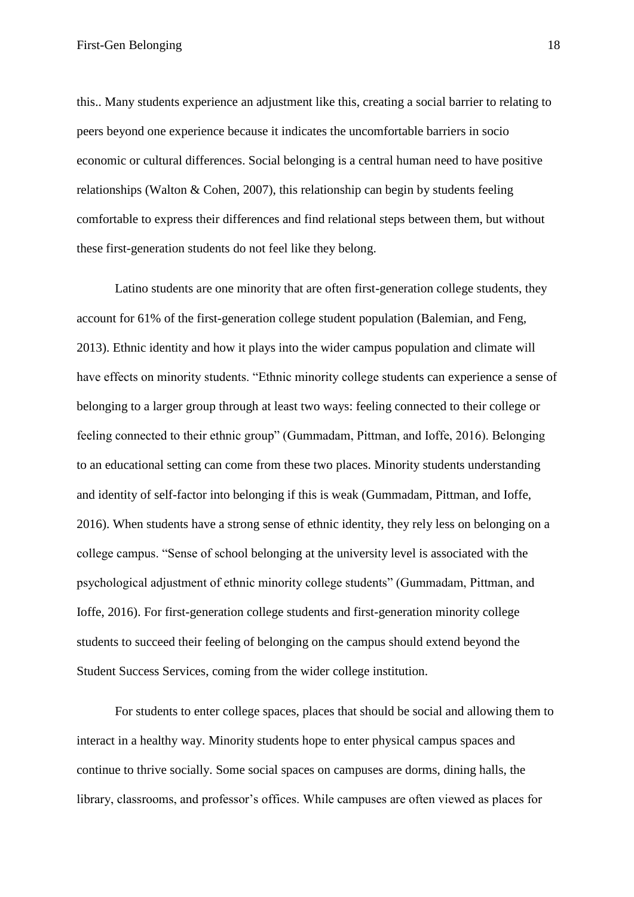this.. Many students experience an adjustment like this, creating a social barrier to relating to peers beyond one experience because it indicates the uncomfortable barriers in socio economic or cultural differences. Social belonging is a central human need to have positive relationships (Walton & Cohen, 2007), this relationship can begin by students feeling comfortable to express their differences and find relational steps between them, but without these first-generation students do not feel like they belong.

Latino students are one minority that are often first-generation college students, they account for 61% of the first-generation college student population (Balemian, and Feng, 2013). Ethnic identity and how it plays into the wider campus population and climate will have effects on minority students. "Ethnic minority college students can experience a sense of belonging to a larger group through at least two ways: feeling connected to their college or feeling connected to their ethnic group" (Gummadam, Pittman, and Ioffe, 2016). Belonging to an educational setting can come from these two places. Minority students understanding and identity of self-factor into belonging if this is weak (Gummadam, Pittman, and Ioffe, 2016). When students have a strong sense of ethnic identity, they rely less on belonging on a college campus. "Sense of school belonging at the university level is associated with the psychological adjustment of ethnic minority college students" (Gummadam, Pittman, and Ioffe, 2016). For first-generation college students and first-generation minority college students to succeed their feeling of belonging on the campus should extend beyond the Student Success Services, coming from the wider college institution.

For students to enter college spaces, places that should be social and allowing them to interact in a healthy way. Minority students hope to enter physical campus spaces and continue to thrive socially. Some social spaces on campuses are dorms, dining halls, the library, classrooms, and professor's offices. While campuses are often viewed as places for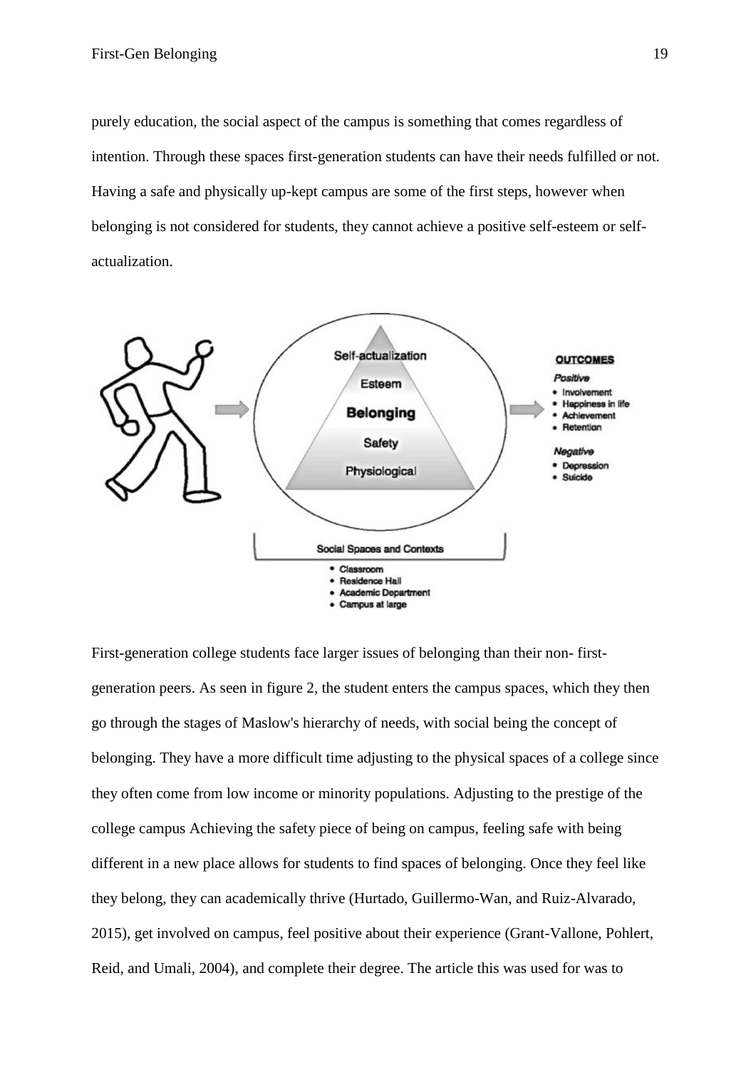purely education, the social aspect of the campus is something that comes regardless of intention. Through these spaces first-generation students can have their needs fulfilled or not. Having a safe and physically up-kept campus are some of the first steps, however when belonging is not considered for students, they cannot achieve a positive self-esteem or self-actualization.

Self-actualization

Esteem

**Belonging**

Safety

Physiological

**OUTCOMES**

*Positive*

- Involvement
- Happiness in life
- Achievement
- Retention

*Negative*

- Depression
- Suicide

Social Spaces and Contexts

- Classroom
- Residence Hall
- Academic Department
- Campus at large

First-generation college students face larger issues of belonging than their non- first-generation peers. As seen in figure 2, the student enters the campus spaces, which they then go through the stages of Maslow's hierarchy of needs, with social being the concept of belonging. They have a more difficult time adjusting to the physical spaces of a college since they often come from low income or minority populations. Adjusting to the prestige of the college campus Achieving the safety piece of being on campus, feeling safe with being different in a new place allows for students to find spaces of belonging. Once they feel like they belong, they can academically thrive (Hurtado, Guillermo-Wan, and Ruiz-Alvarado, 2015), get involved on campus, feel positive about their experience (Grant-Vallone, Pohlert, Reid, and Umali, 2004), and complete their degree. The article this was used for was to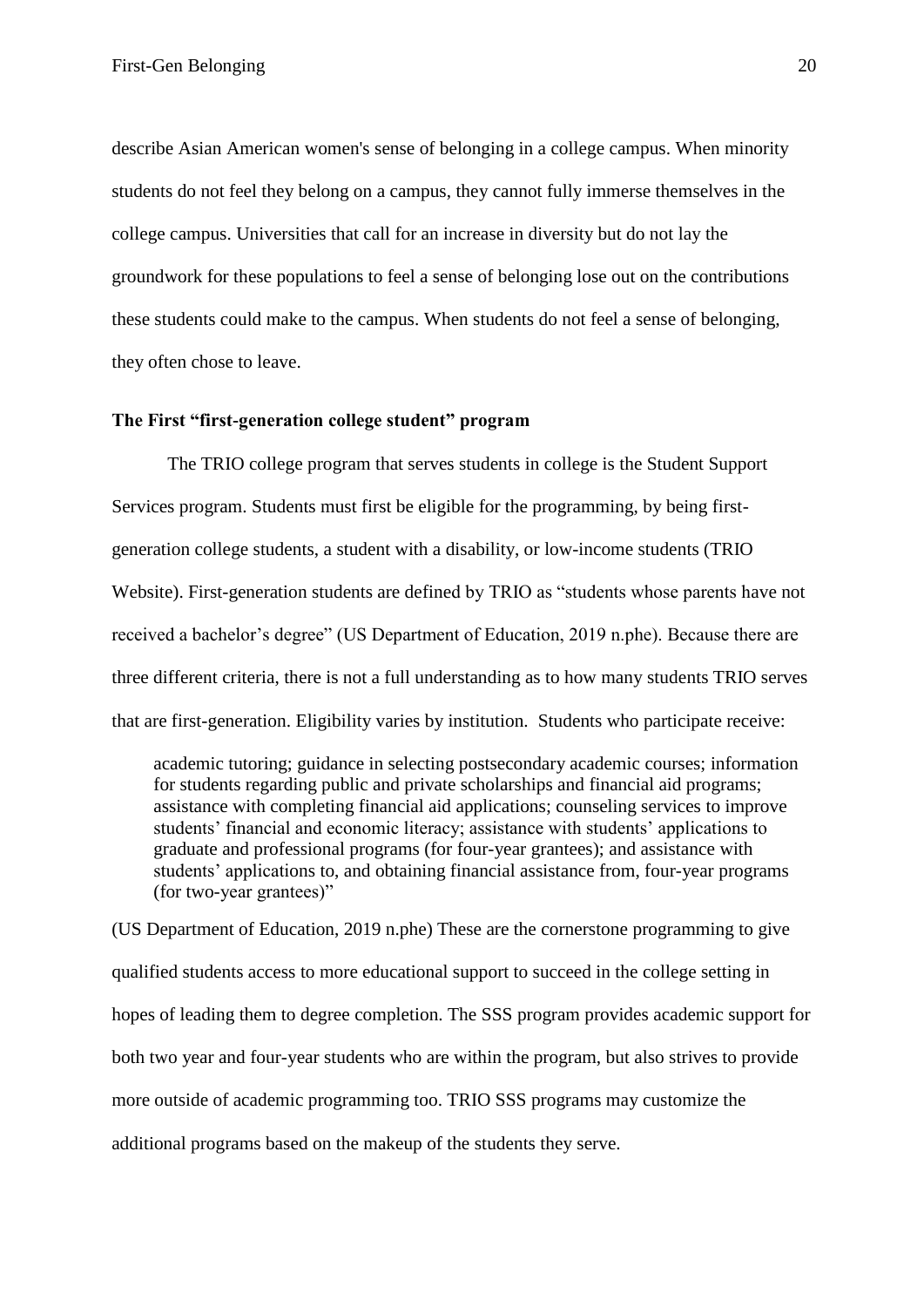describe Asian American women's sense of belonging in a college campus. When minority students do not feel they belong on a campus, they cannot fully immerse themselves in the college campus. Universities that call for an increase in diversity but do not lay the groundwork for these populations to feel a sense of belonging lose out on the contributions these students could make to the campus. When students do not feel a sense of belonging, they often chose to leave.

### The First "first-generation college student" program

The TRIO college program that serves students in college is the Student Support Services program. Students must first be eligible for the programming, by being first-generation college students, a student with a disability, or low-income students (TRIO Website). First-generation students are defined by TRIO as "students whose parents have not received a bachelor's degree" (US Department of Education, 2019 n.phe). Because there are three different criteria, there is not a full understanding as to how many students TRIO serves that are first-generation. Eligibility varies by institution. Students who participate receive:

> academic tutoring; guidance in selecting postsecondary academic courses; information for students regarding public and private scholarships and financial aid programs; assistance with completing financial aid applications; counseling services to improve students' financial and economic literacy; assistance with students' applications to graduate and professional programs (for four-year grantees); and assistance with students' applications to, and obtaining financial assistance from, four-year programs (for two-year grantees)"

(US Department of Education, 2019 n.phe) These are the cornerstone programming to give qualified students access to more educational support to succeed in the college setting in hopes of leading them to degree completion. The SSS program provides academic support for both two year and four-year students who are within the program, but also strives to provide more outside of academic programming too. TRIO SSS programs may customize the additional programs based on the makeup of the students they serve.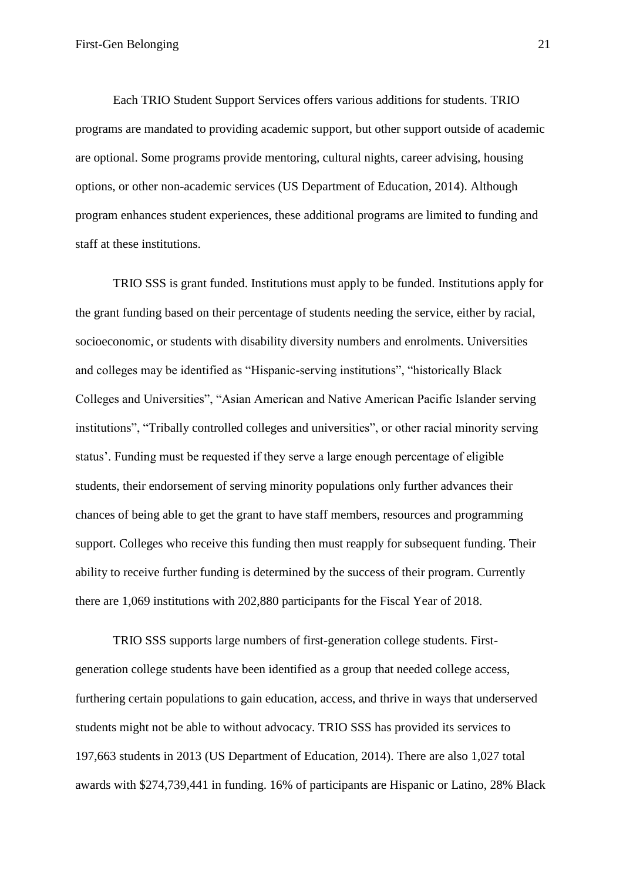Each TRIO Student Support Services offers various additions for students. TRIO programs are mandated to providing academic support, but other support outside of academic are optional. Some programs provide mentoring, cultural nights, career advising, housing options, or other non-academic services (US Department of Education, 2014). Although program enhances student experiences, these additional programs are limited to funding and staff at these institutions.

TRIO SSS is grant funded. Institutions must apply to be funded. Institutions apply for the grant funding based on their percentage of students needing the service, either by racial, socioeconomic, or students with disability diversity numbers and enrolments. Universities and colleges may be identified as "Hispanic-serving institutions", "historically Black Colleges and Universities", "Asian American and Native American Pacific Islander serving institutions", "Tribally controlled colleges and universities", or other racial minority serving status'. Funding must be requested if they serve a large enough percentage of eligible students, their endorsement of serving minority populations only further advances their chances of being able to get the grant to have staff members, resources and programming support. Colleges who receive this funding then must reapply for subsequent funding. Their ability to receive further funding is determined by the success of their program. Currently there are 1,069 institutions with 202,880 participants for the Fiscal Year of 2018.

TRIO SSS supports large numbers of first-generation college students. First-generation college students have been identified as a group that needed college access, furthering certain populations to gain education, access, and thrive in ways that underserved students might not be able to without advocacy. TRIO SSS has provided its services to 197,663 students in 2013 (US Department of Education, 2014). There are also 1,027 total awards with $274,739,441 in funding. 16% of participants are Hispanic or Latino, 28% Black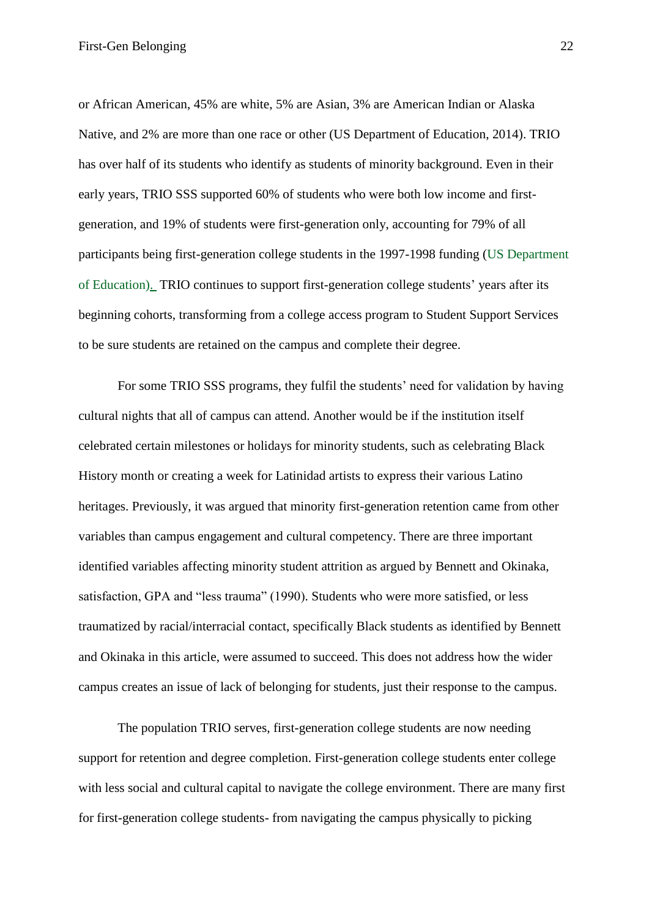or African American, 45% are white, 5% are Asian, 3% are American Indian or Alaska Native, and 2% are more than one race or other (US Department of Education, 2014). TRIO has over half of its students who identify as students of minority background. Even in their early years, TRIO SSS supported 60% of students who were both low income and first-generation, and 19% of students were first-generation only, accounting for 79% of all participants being first-generation college students in the 1997-1998 funding (US Department of Education). TRIO continues to support first-generation college students' years after its beginning cohorts, transforming from a college access program to Student Support Services to be sure students are retained on the campus and complete their degree.

For some TRIO SSS programs, they fulfil the students' need for validation by having cultural nights that all of campus can attend. Another would be if the institution itself celebrated certain milestones or holidays for minority students, such as celebrating Black History month or creating a week for Latinidad artists to express their various Latino heritages. Previously, it was argued that minority first-generation retention came from other variables than campus engagement and cultural competency. There are three important identified variables affecting minority student attrition as argued by Bennett and Okinaka, satisfaction, GPA and "less trauma" (1990). Students who were more satisfied, or less traumatized by racial/interracial contact, specifically Black students as identified by Bennett and Okinaka in this article, were assumed to succeed. This does not address how the wider campus creates an issue of lack of belonging for students, just their response to the campus.

The population TRIO serves, first-generation college students are now needing support for retention and degree completion. First-generation college students enter college with less social and cultural capital to navigate the college environment. There are many first for first-generation college students- from navigating the campus physically to picking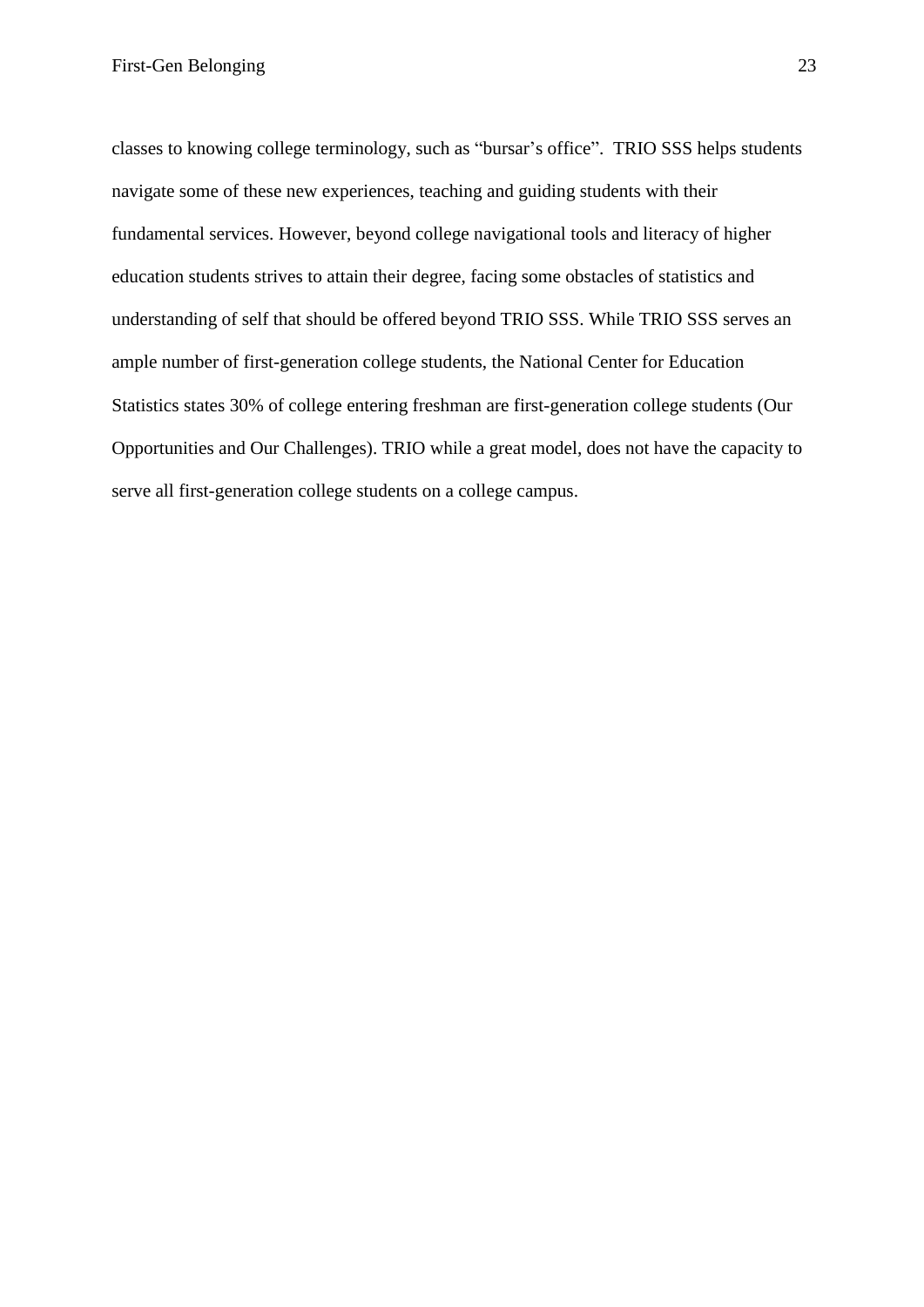classes to knowing college terminology, such as "bursar's office". TRIO SSS helps students navigate some of these new experiences, teaching and guiding students with their fundamental services. However, beyond college navigational tools and literacy of higher education students strives to attain their degree, facing some obstacles of statistics and understanding of self that should be offered beyond TRIO SSS. While TRIO SSS serves an ample number of first-generation college students, the National Center for Education Statistics states 30% of college entering freshman are first-generation college students (Our Opportunities and Our Challenges). TRIO while a great model, does not have the capacity to serve all first-generation college students on a college campus.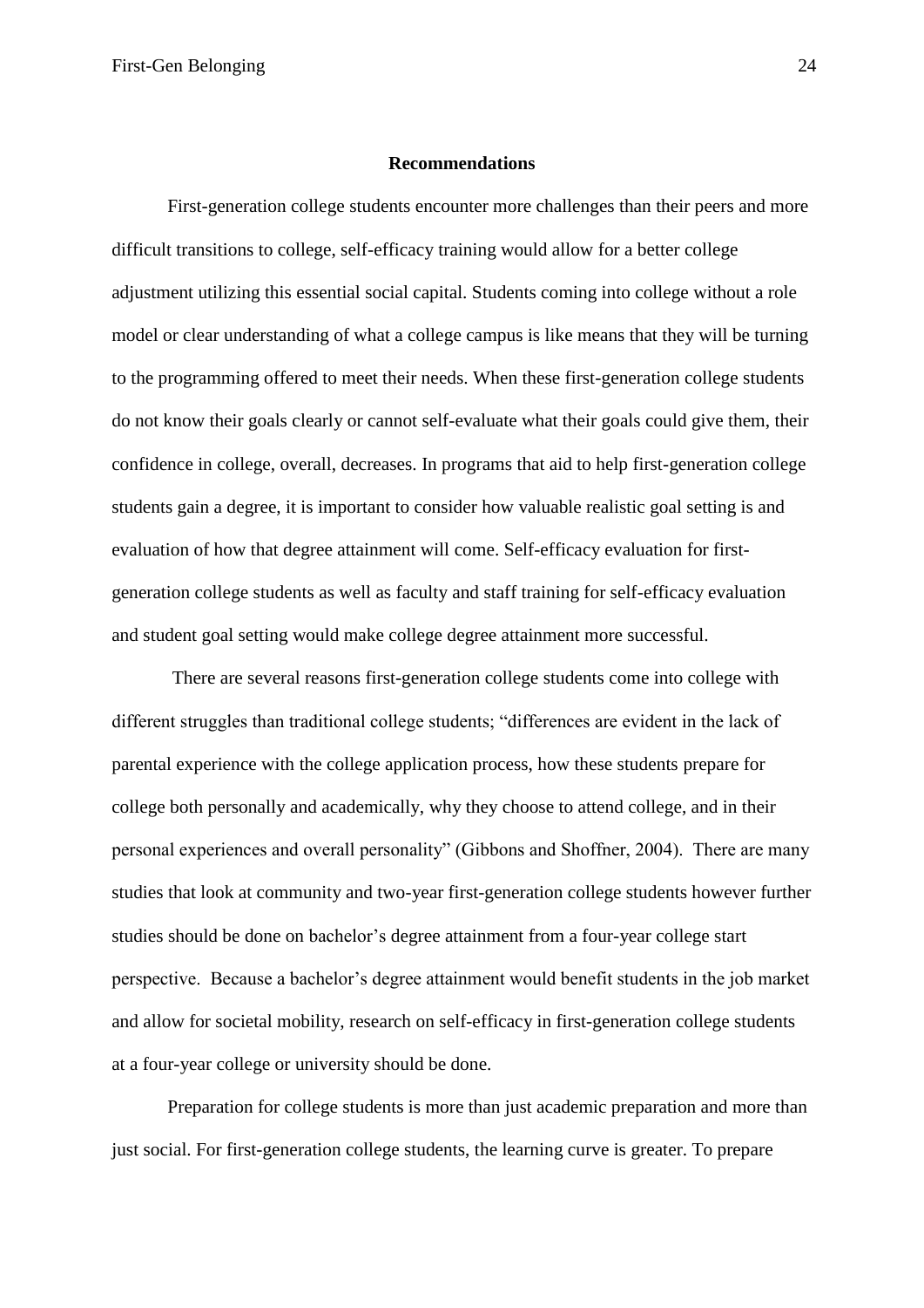## Recommendations

First-generation college students encounter more challenges than their peers and more difficult transitions to college, self-efficacy training would allow for a better college adjustment utilizing this essential social capital. Students coming into college without a role model or clear understanding of what a college campus is like means that they will be turning to the programming offered to meet their needs. When these first-generation college students do not know their goals clearly or cannot self-evaluate what their goals could give them, their confidence in college, overall, decreases. In programs that aid to help first-generation college students gain a degree, it is important to consider how valuable realistic goal setting is and evaluation of how that degree attainment will come. Self-efficacy evaluation for first-generation college students as well as faculty and staff training for self-efficacy evaluation and student goal setting would make college degree attainment more successful.

There are several reasons first-generation college students come into college with different struggles than traditional college students; "differences are evident in the lack of parental experience with the college application process, how these students prepare for college both personally and academically, why they choose to attend college, and in their personal experiences and overall personality" (Gibbons and Shoffner, 2004). There are many studies that look at community and two-year first-generation college students however further studies should be done on bachelor's degree attainment from a four-year college start perspective. Because a bachelor's degree attainment would benefit students in the job market and allow for societal mobility, research on self-efficacy in first-generation college students at a four-year college or university should be done.

Preparation for college students is more than just academic preparation and more than just social. For first-generation college students, the learning curve is greater. To prepare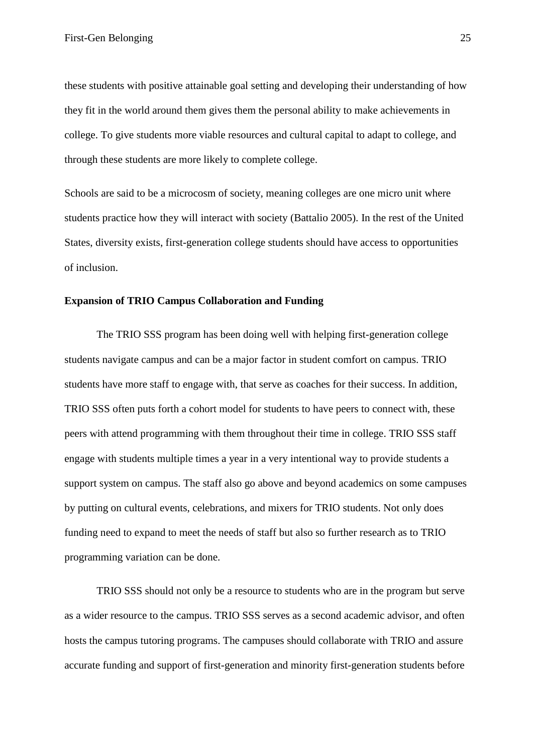these students with positive attainable goal setting and developing their understanding of how they fit in the world around them gives them the personal ability to make achievements in college. To give students more viable resources and cultural capital to adapt to college, and through these students are more likely to complete college.

Schools are said to be a microcosm of society, meaning colleges are one micro unit where students practice how they will interact with society (Battalio 2005). In the rest of the United States, diversity exists, first-generation college students should have access to opportunities of inclusion.

**Expansion of TRIO Campus Collaboration and Funding**

The TRIO SSS program has been doing well with helping first-generation college students navigate campus and can be a major factor in student comfort on campus. TRIO students have more staff to engage with, that serve as coaches for their success. In addition, TRIO SSS often puts forth a cohort model for students to have peers to connect with, these peers with attend programming with them throughout their time in college. TRIO SSS staff engage with students multiple times a year in a very intentional way to provide students a support system on campus. The staff also go above and beyond academics on some campuses by putting on cultural events, celebrations, and mixers for TRIO students. Not only does funding need to expand to meet the needs of staff but also so further research as to TRIO programming variation can be done.

TRIO SSS should not only be a resource to students who are in the program but serve as a wider resource to the campus. TRIO SSS serves as a second academic advisor, and often hosts the campus tutoring programs. The campuses should collaborate with TRIO and assure accurate funding and support of first-generation and minority first-generation students before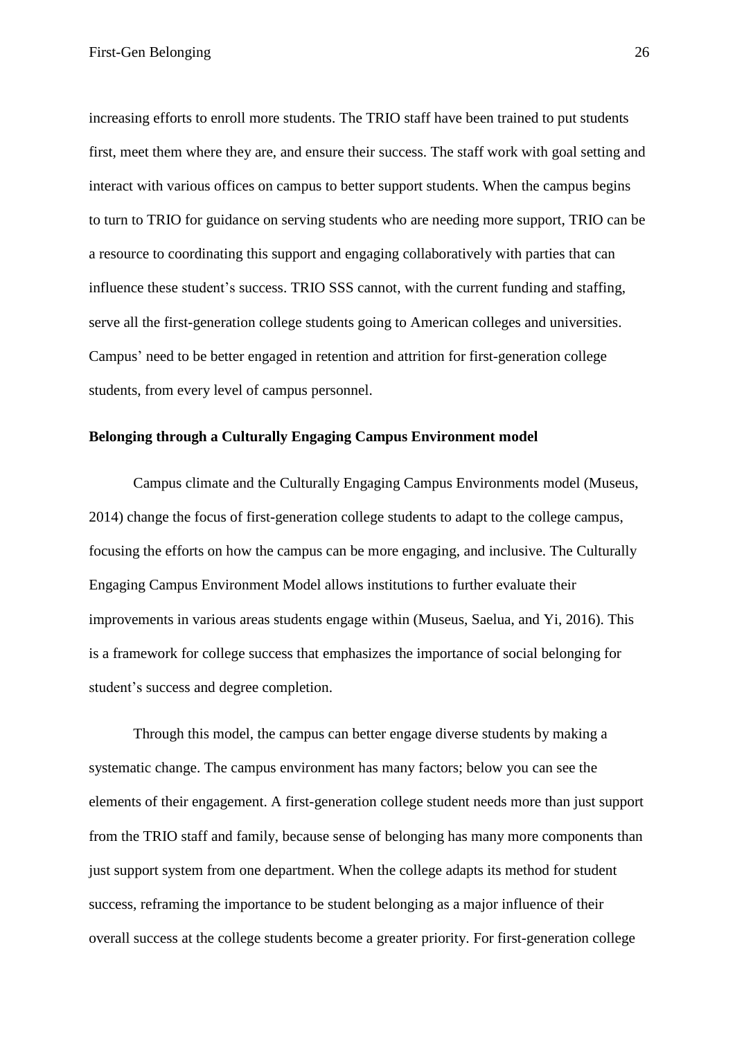increasing efforts to enroll more students. The TRIO staff have been trained to put students first, meet them where they are, and ensure their success. The staff work with goal setting and interact with various offices on campus to better support students. When the campus begins to turn to TRIO for guidance on serving students who are needing more support, TRIO can be a resource to coordinating this support and engaging collaboratively with parties that can influence these student's success. TRIO SSS cannot, with the current funding and staffing, serve all the first-generation college students going to American colleges and universities. Campus' need to be better engaged in retention and attrition for first-generation college students, from every level of campus personnel.

**Belonging through a Culturally Engaging Campus Environment model**

Campus climate and the Culturally Engaging Campus Environments model (Museus, 2014) change the focus of first-generation college students to adapt to the college campus, focusing the efforts on how the campus can be more engaging, and inclusive. The Culturally Engaging Campus Environment Model allows institutions to further evaluate their improvements in various areas students engage within (Museus, Saelua, and Yi, 2016). This is a framework for college success that emphasizes the importance of social belonging for student's success and degree completion.

Through this model, the campus can better engage diverse students by making a systematic change. The campus environment has many factors; below you can see the elements of their engagement. A first-generation college student needs more than just support from the TRIO staff and family, because sense of belonging has many more components than just support system from one department. When the college adapts its method for student success, reframing the importance to be student belonging as a major influence of their overall success at the college students become a greater priority. For first-generation college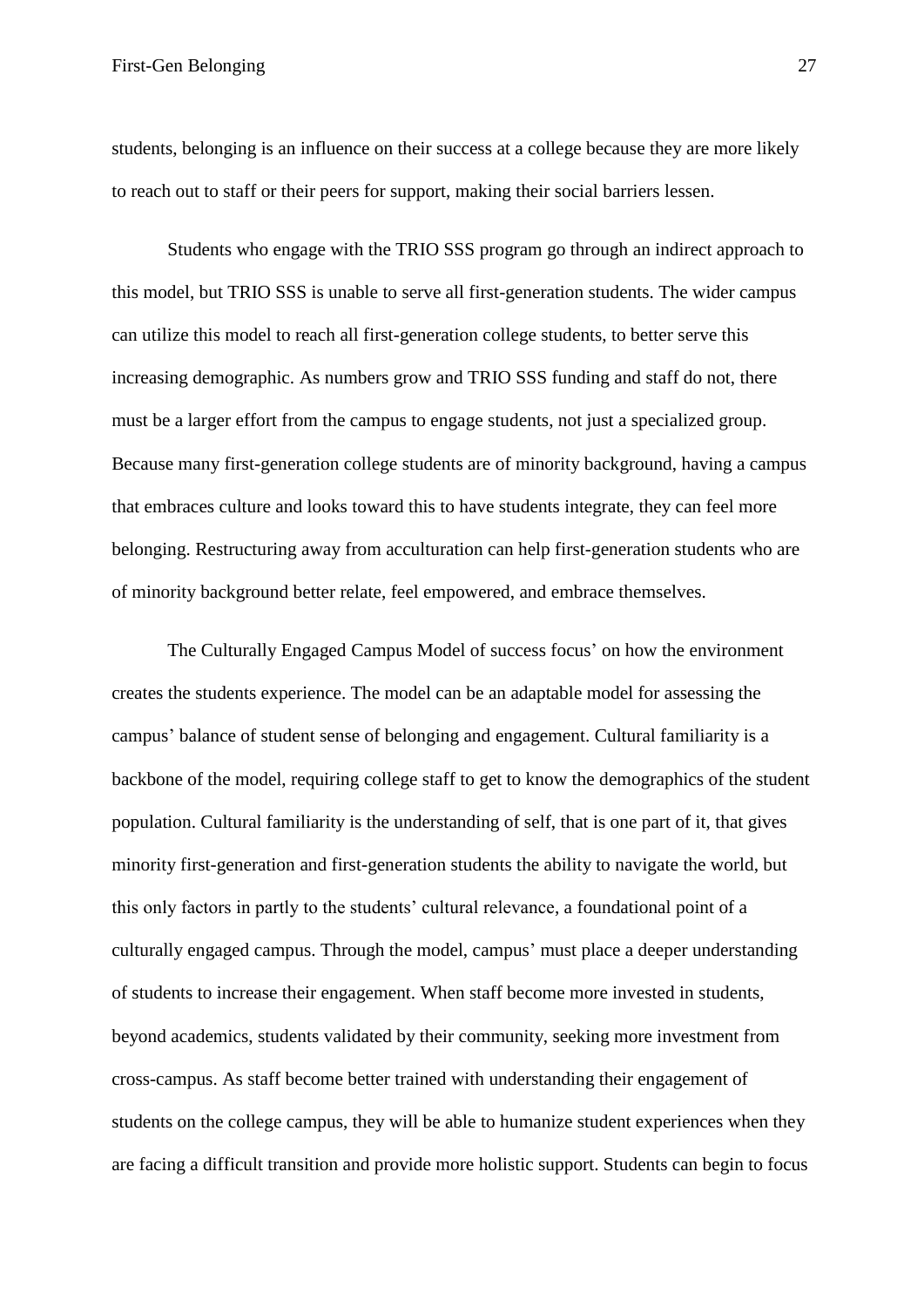students, belonging is an influence on their success at a college because they are more likely to reach out to staff or their peers for support, making their social barriers lessen.

Students who engage with the TRIO SSS program go through an indirect approach to this model, but TRIO SSS is unable to serve all first-generation students. The wider campus can utilize this model to reach all first-generation college students, to better serve this increasing demographic. As numbers grow and TRIO SSS funding and staff do not, there must be a larger effort from the campus to engage students, not just a specialized group. Because many first-generation college students are of minority background, having a campus that embraces culture and looks toward this to have students integrate, they can feel more belonging. Restructuring away from acculturation can help first-generation students who are of minority background better relate, feel empowered, and embrace themselves.

The Culturally Engaged Campus Model of success focus' on how the environment creates the students experience. The model can be an adaptable model for assessing the campus' balance of student sense of belonging and engagement. Cultural familiarity is a backbone of the model, requiring college staff to get to know the demographics of the student population. Cultural familiarity is the understanding of self, that is one part of it, that gives minority first-generation and first-generation students the ability to navigate the world, but this only factors in partly to the students' cultural relevance, a foundational point of a culturally engaged campus. Through the model, campus' must place a deeper understanding of students to increase their engagement. When staff become more invested in students, beyond academics, students validated by their community, seeking more investment from cross-campus. As staff become better trained with understanding their engagement of students on the college campus, they will be able to humanize student experiences when they are facing a difficult transition and provide more holistic support. Students can begin to focus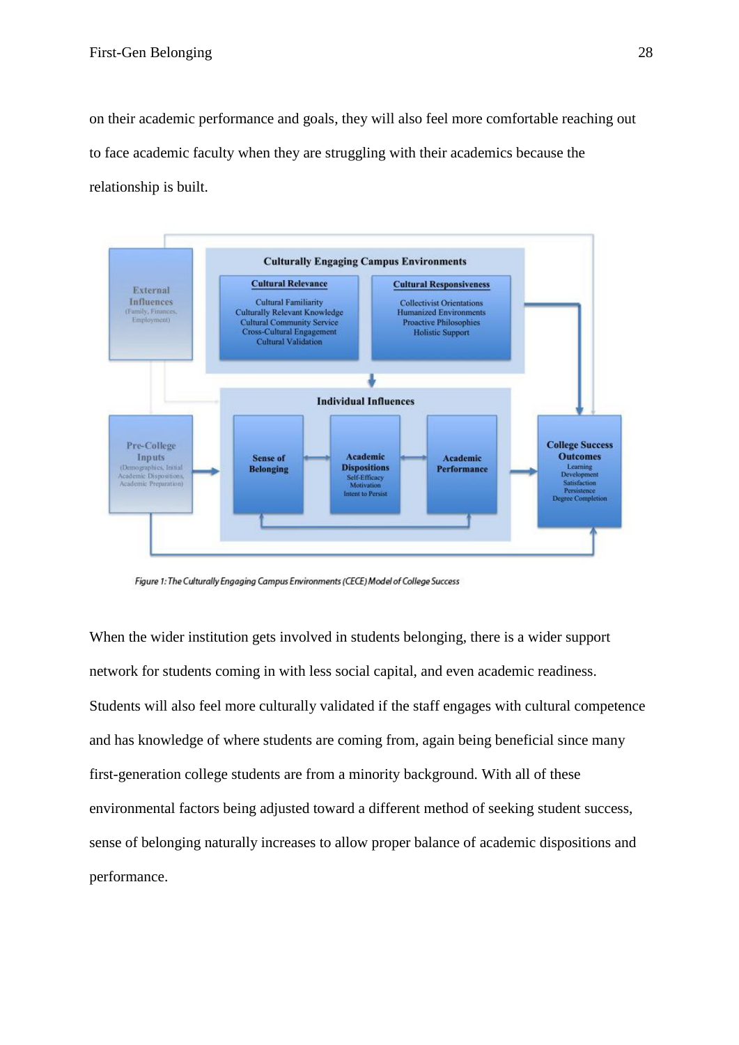on their academic performance and goals, they will also feel more comfortable reaching out to face academic faculty when they are struggling with their academics because the relationship is built.

*Figure 1: The Culturally Engaging Campus Environments (CECE) Model of College Success*

When the wider institution gets involved in students belonging, there is a wider support network for students coming in with less social capital, and even academic readiness. Students will also feel more culturally validated if the staff engages with cultural competence and has knowledge of where students are coming from, again being beneficial since many first-generation college students are from a minority background. With all of these environmental factors being adjusted toward a different method of seeking student success, sense of belonging naturally increases to allow proper balance of academic dispositions and performance.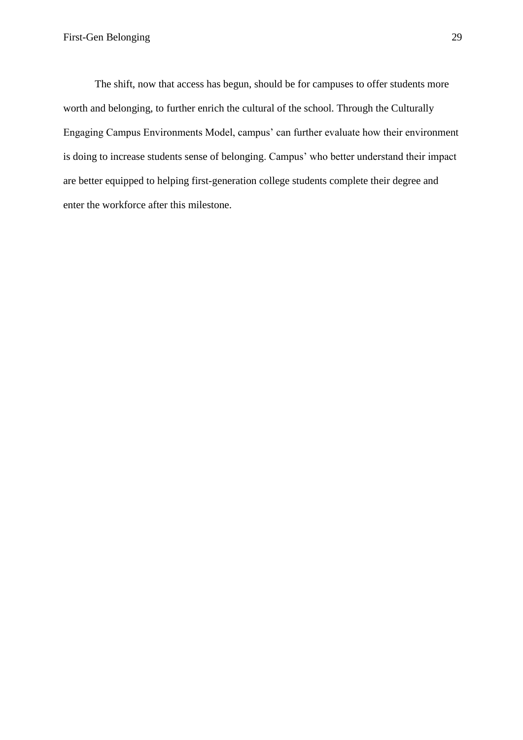The shift, now that access has begun, should be for campuses to offer students more worth and belonging, to further enrich the cultural of the school. Through the Culturally Engaging Campus Environments Model, campus' can further evaluate how their environment is doing to increase students sense of belonging. Campus' who better understand their impact are better equipped to helping first-generation college students complete their degree and enter the workforce after this milestone.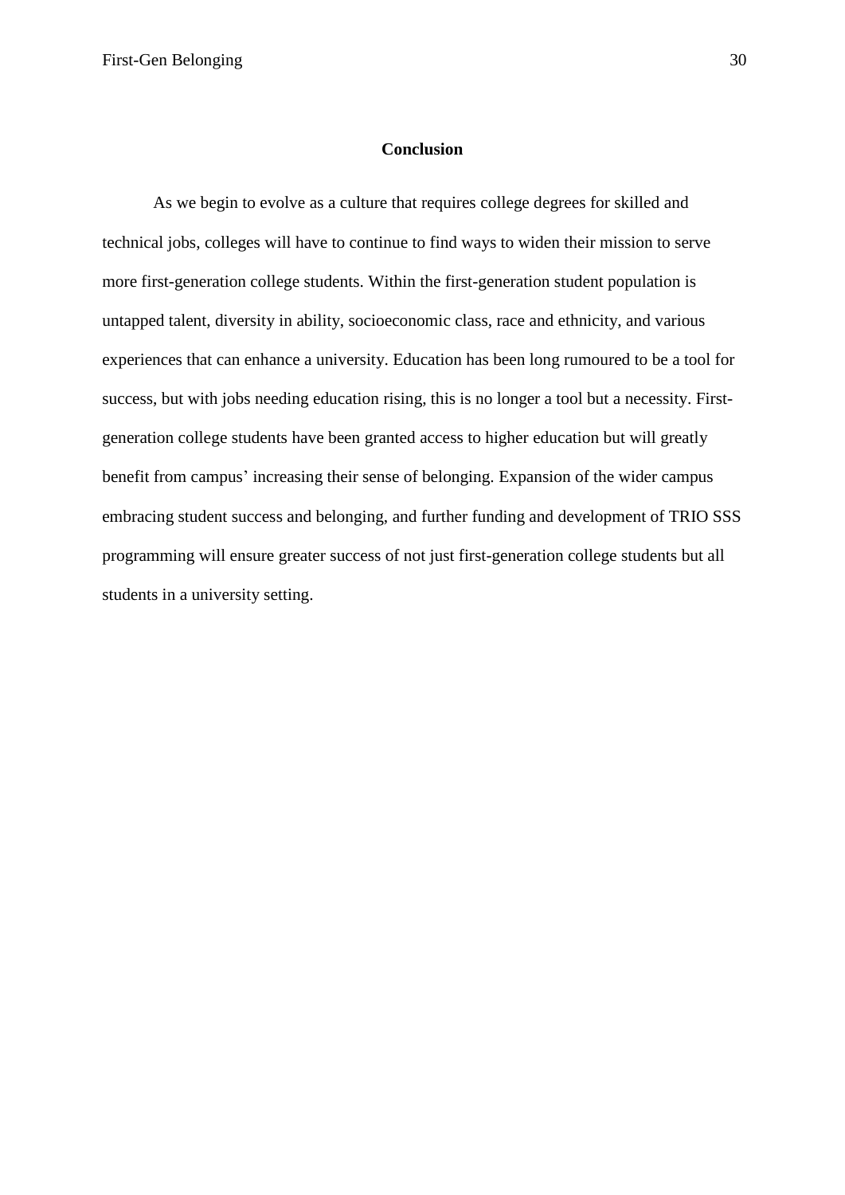## Conclusion

As we begin to evolve as a culture that requires college degrees for skilled and technical jobs, colleges will have to continue to find ways to widen their mission to serve more first-generation college students. Within the first-generation student population is untapped talent, diversity in ability, socioeconomic class, race and ethnicity, and various experiences that can enhance a university. Education has been long rumoured to be a tool for success, but with jobs needing education rising, this is no longer a tool but a necessity. First-generation college students have been granted access to higher education but will greatly benefit from campus' increasing their sense of belonging. Expansion of the wider campus embracing student success and belonging, and further funding and development of TRIO SSS programming will ensure greater success of not just first-generation college students but all students in a university setting.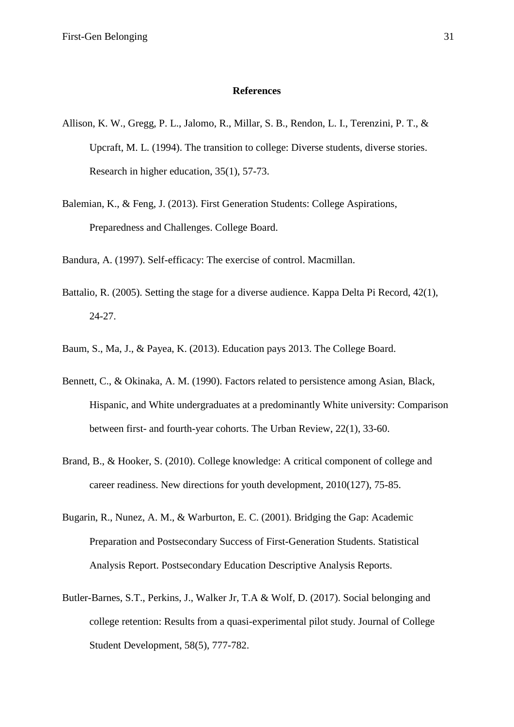# References

Allison, K. W., Gregg, P. L., Jalomo, R., Millar, S. B., Rendon, L. I., Terenzini, P. T., & Upcraft, M. L. (1994). The transition to college: Diverse students, diverse stories. Research in higher education, 35(1), 57-73.

Balemian, K., & Feng, J. (2013). First Generation Students: College Aspirations, Preparedness and Challenges. College Board.

Bandura, A. (1997). Self-efficacy: The exercise of control. Macmillan.

Battalio, R. (2005). Setting the stage for a diverse audience. Kappa Delta Pi Record, 42(1), 24-27.

Baum, S., Ma, J., & Payea, K. (2013). Education pays 2013. The College Board.

Bennett, C., & Okinaka, A. M. (1990). Factors related to persistence among Asian, Black, Hispanic, and White undergraduates at a predominantly White university: Comparison between first- and fourth-year cohorts. The Urban Review, 22(1), 33-60.

Brand, B., & Hooker, S. (2010). College knowledge: A critical component of college and career readiness. New directions for youth development, 2010(127), 75-85.

Bugarin, R., Nunez, A. M., & Warburton, E. C. (2001). Bridging the Gap: Academic Preparation and Postsecondary Success of First-Generation Students. Statistical Analysis Report. Postsecondary Education Descriptive Analysis Reports.

Butler-Barnes, S.T., Perkins, J., Walker Jr, T.A & Wolf, D. (2017). Social belonging and college retention: Results from a quasi-experimental pilot study. Journal of College Student Development, 58(5), 777-782.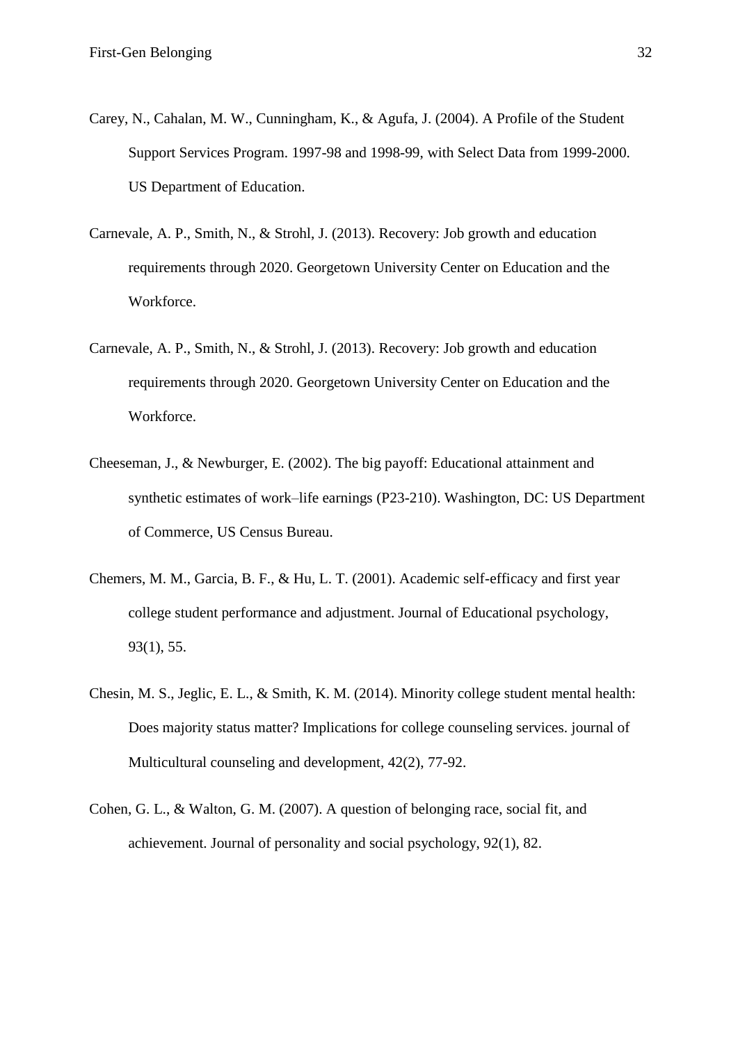Carey, N., Cahalan, M. W., Cunningham, K., & Agufa, J. (2004). A Profile of the Student Support Services Program. 1997-98 and 1998-99, with Select Data from 1999-2000. US Department of Education.

Carnevale, A. P., Smith, N., & Strohl, J. (2013). Recovery: Job growth and education requirements through 2020. Georgetown University Center on Education and the Workforce.

Carnevale, A. P., Smith, N., & Strohl, J. (2013). Recovery: Job growth and education requirements through 2020. Georgetown University Center on Education and the Workforce.

Cheeseman, J., & Newburger, E. (2002). The big payoff: Educational attainment and synthetic estimates of work–life earnings (P23-210). Washington, DC: US Department of Commerce, US Census Bureau.

Chemers, M. M., Garcia, B. F., & Hu, L. T. (2001). Academic self-efficacy and first year college student performance and adjustment. Journal of Educational psychology, 93(1), 55.

Chesin, M. S., Jeglic, E. L., & Smith, K. M. (2014). Minority college student mental health: Does majority status matter? Implications for college counseling services. journal of Multicultural counseling and development, 42(2), 77-92.

Cohen, G. L., & Walton, G. M. (2007). A question of belonging race, social fit, and achievement. Journal of personality and social psychology, 92(1), 82.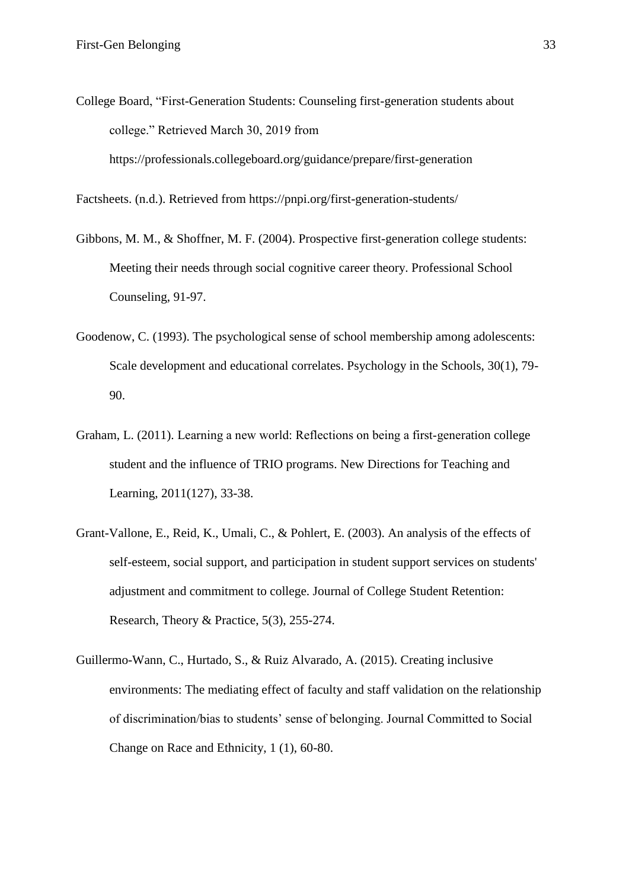College Board, "First-Generation Students: Counseling first-generation students about college." Retrieved March 30, 2019 from https://professionals.collegeboard.org/guidance/prepare/first-generation

Factsheets. (n.d.). Retrieved from https://pnpi.org/first-generation-students/

Gibbons, M. M., & Shoffner, M. F. (2004). Prospective first-generation college students: Meeting their needs through social cognitive career theory. Professional School Counseling, 91-97.

Goodenow, C. (1993). The psychological sense of school membership among adolescents: Scale development and educational correlates. Psychology in the Schools, 30(1), 79-90.

Graham, L. (2011). Learning a new world: Reflections on being a first-generation college student and the influence of TRIO programs. New Directions for Teaching and Learning, 2011(127), 33-38.

Grant-Vallone, E., Reid, K., Umali, C., & Pohlert, E. (2003). An analysis of the effects of self-esteem, social support, and participation in student support services on students' adjustment and commitment to college. Journal of College Student Retention: Research, Theory & Practice, 5(3), 255-274.

Guillermo-Wann, C., Hurtado, S., & Ruiz Alvarado, A. (2015). Creating inclusive environments: The mediating effect of faculty and staff validation on the relationship of discrimination/bias to students' sense of belonging. Journal Committed to Social Change on Race and Ethnicity, 1 (1), 60-80.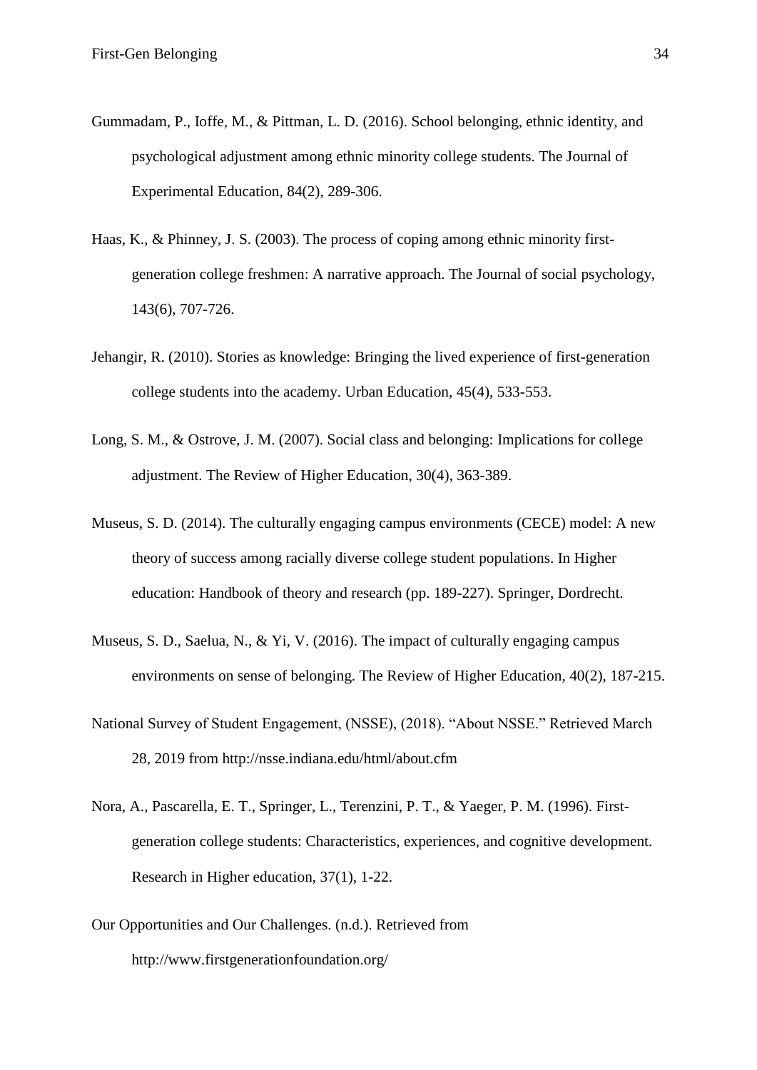Gummadam, P., Ioffe, M., & Pittman, L. D. (2016). School belonging, ethnic identity, and psychological adjustment among ethnic minority college students. The Journal of Experimental Education, 84(2), 289-306.

Haas, K., & Phinney, J. S. (2003). The process of coping among ethnic minority first-generation college freshmen: A narrative approach. The Journal of social psychology, 143(6), 707-726.

Jehangir, R. (2010). Stories as knowledge: Bringing the lived experience of first-generation college students into the academy. Urban Education, 45(4), 533-553.

Long, S. M., & Ostrove, J. M. (2007). Social class and belonging: Implications for college adjustment. The Review of Higher Education, 30(4), 363-389.

Museus, S. D. (2014). The culturally engaging campus environments (CECE) model: A new theory of success among racially diverse college student populations. In Higher education: Handbook of theory and research (pp. 189-227). Springer, Dordrecht.

Museus, S. D., Saelua, N., & Yi, V. (2016). The impact of culturally engaging campus environments on sense of belonging. The Review of Higher Education, 40(2), 187-215.

National Survey of Student Engagement, (NSSE), (2018). "About NSSE." Retrieved March 28, 2019 from http://nsse.indiana.edu/html/about.cfm

Nora, A., Pascarella, E. T., Springer, L., Terenzini, P. T., & Yaeger, P. M. (1996). First-generation college students: Characteristics, experiences, and cognitive development. Research in Higher education, 37(1), 1-22.

Our Opportunities and Our Challenges. (n.d.). Retrieved from http://www.firstgenerationfoundation.org/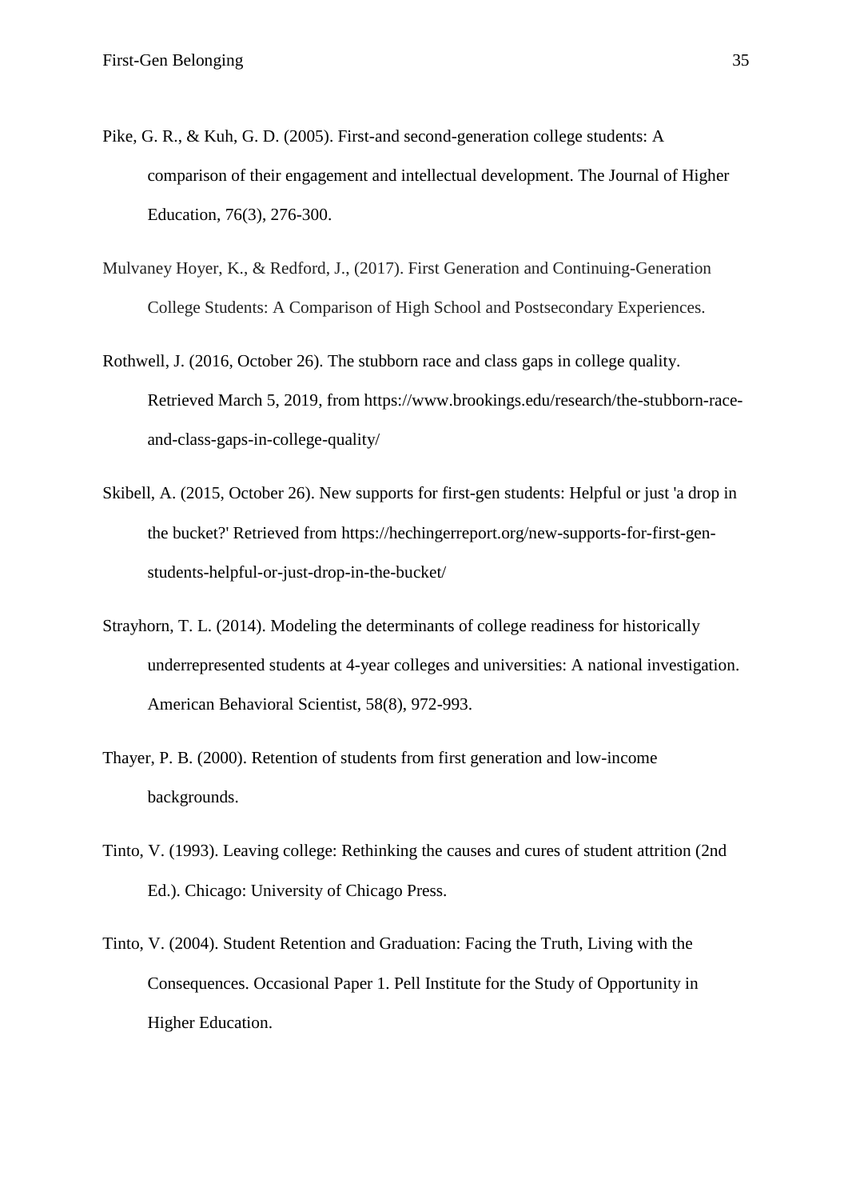Pike, G. R., & Kuh, G. D. (2005). First-and second-generation college students: A comparison of their engagement and intellectual development. The Journal of Higher Education, 76(3), 276-300.

Mulvaney Hoyer, K., & Redford, J., (2017). First Generation and Continuing-Generation College Students: A Comparison of High School and Postsecondary Experiences.

Rothwell, J. (2016, October 26). The stubborn race and class gaps in college quality. Retrieved March 5, 2019, from https://www.brookings.edu/research/the-stubborn-race-and-class-gaps-in-college-quality/

Skibell, A. (2015, October 26). New supports for first-gen students: Helpful or just 'a drop in the bucket?' Retrieved from https://hechingerreport.org/new-supports-for-first-gen-students-helpful-or-just-drop-in-the-bucket/

Strayhorn, T. L. (2014). Modeling the determinants of college readiness for historically underrepresented students at 4-year colleges and universities: A national investigation. American Behavioral Scientist, 58(8), 972-993.

Thayer, P. B. (2000). Retention of students from first generation and low-income backgrounds.

Tinto, V. (1993). Leaving college: Rethinking the causes and cures of student attrition (2nd Ed.). Chicago: University of Chicago Press.

Tinto, V. (2004). Student Retention and Graduation: Facing the Truth, Living with the Consequences. Occasional Paper 1. Pell Institute for the Study of Opportunity in Higher Education.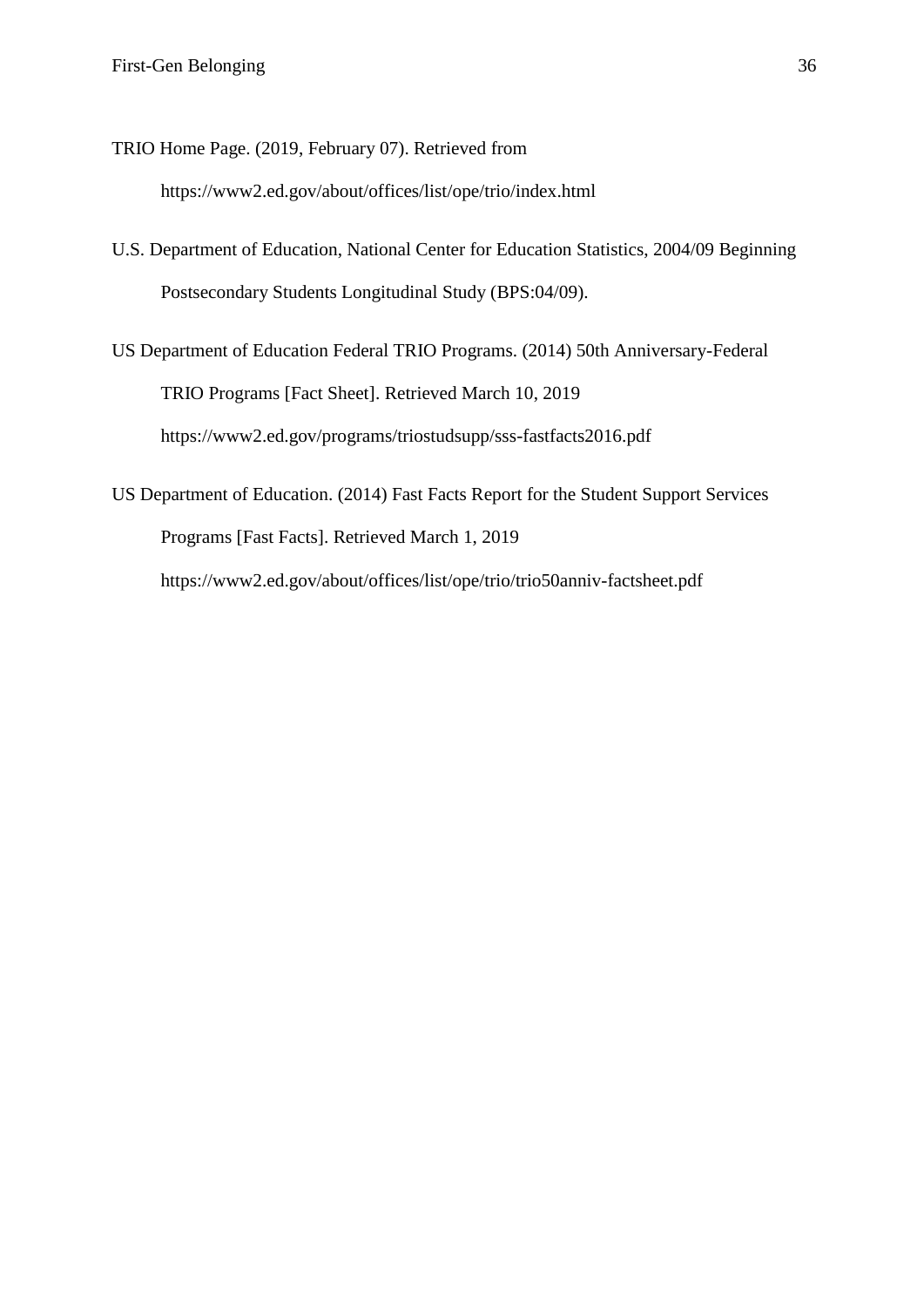TRIO Home Page. (2019, February 07). Retrieved from https://www2.ed.gov/about/offices/list/ope/trio/index.html

U.S. Department of Education, National Center for Education Statistics, 2004/09 Beginning Postsecondary Students Longitudinal Study (BPS:04/09).

US Department of Education Federal TRIO Programs. (2014) 50th Anniversary-Federal TRIO Programs [Fact Sheet]. Retrieved March 10, 2019 https://www2.ed.gov/programs/triostudsupp/sss-fastfacts2016.pdf

US Department of Education. (2014) Fast Facts Report for the Student Support Services Programs [Fast Facts]. Retrieved March 1, 2019 https://www2.ed.gov/about/offices/list/ope/trio/trio50anniv-factsheet.pdf